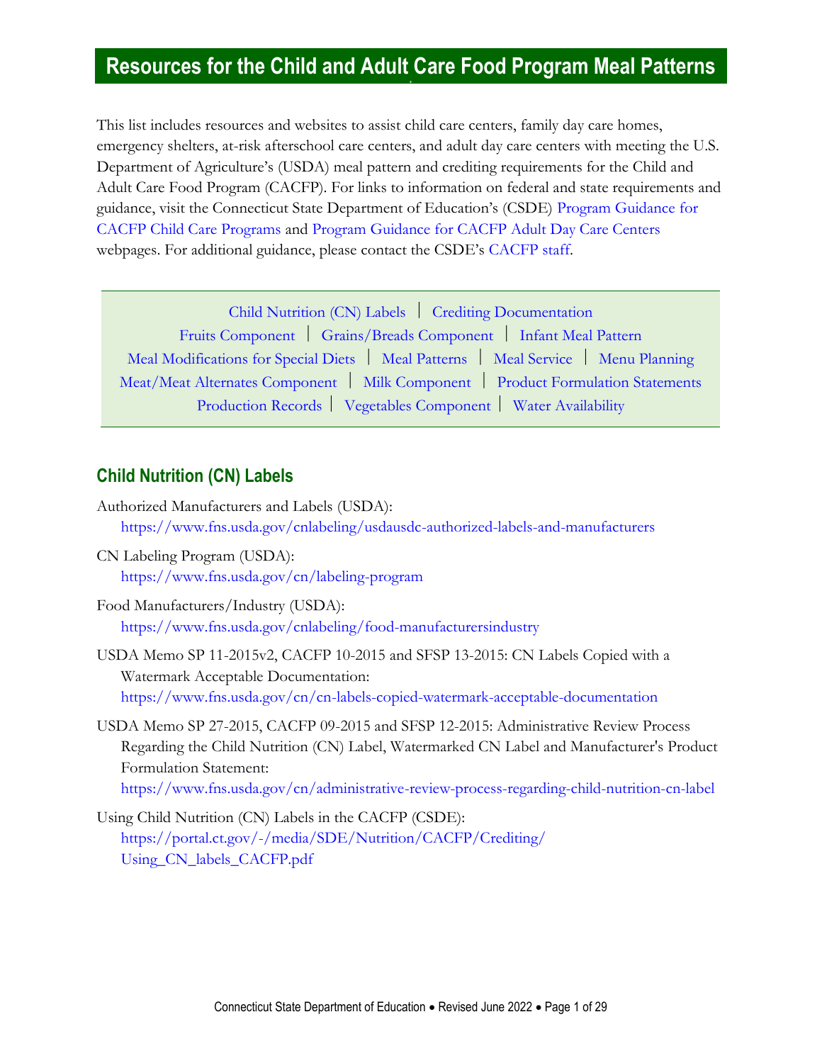# Resources for the Child and Adult Care Food Program Meal Patterns

This list includes resources and websites to assist child care centers, family day care homes, emergency shelters, at-risk afterschool care centers, and adult day care centers with meeting the U.S. Department of Agriculture's (USDA) meal pattern and crediting requirements for the Child and Adult Care Food Program (CACFP). For links to information on federal and state requirements and guidance, visit the Connecticut State Department of Education's (CSDE) Program Guidance for CACFP Child Care Programs and Program Guidance for CACFP Adult Day Care Centers webpages. For additional guidance, please contact the CSDE's CACFP staff.

Child Nutrition (CN) Labels | Crediting Documentation
Fruits Component | Grains/Breads Component | Infant Meal Pattern
Meal Modifications for Special Diets | Meal Patterns | Meal Service | Menu Planning
Meat/Meat Alternates Component | Milk Component | Product Formulation Statements
Production Records | Vegetables Component | Water Availability

## Child Nutrition (CN) Labels

Authorized Manufacturers and Labels (USDA):
https://www.fns.usda.gov/cnlabeling/usdausdc-authorized-labels-and-manufacturers

CN Labeling Program (USDA):
https://www.fns.usda.gov/cn/labeling-program

Food Manufacturers/Industry (USDA):
https://www.fns.usda.gov/cnlabeling/food-manufacturersindustry

USDA Memo SP 11-2015v2, CACFP 10-2015 and SFSP 13-2015: CN Labels Copied with a Watermark Acceptable Documentation:
https://www.fns.usda.gov/cn/cn-labels-copied-watermark-acceptable-documentation

USDA Memo SP 27-2015, CACFP 09-2015 and SFSP 12-2015: Administrative Review Process Regarding the Child Nutrition (CN) Label, Watermarked CN Label and Manufacturer's Product Formulation Statement:
https://www.fns.usda.gov/cn/administrative-review-process-regarding-child-nutrition-cn-label

Using Child Nutrition (CN) Labels in the CACFP (CSDE):
https://portal.ct.gov/-/media/SDE/Nutrition/CACFP/Crediting/Using_CN_labels_CACFP.pdf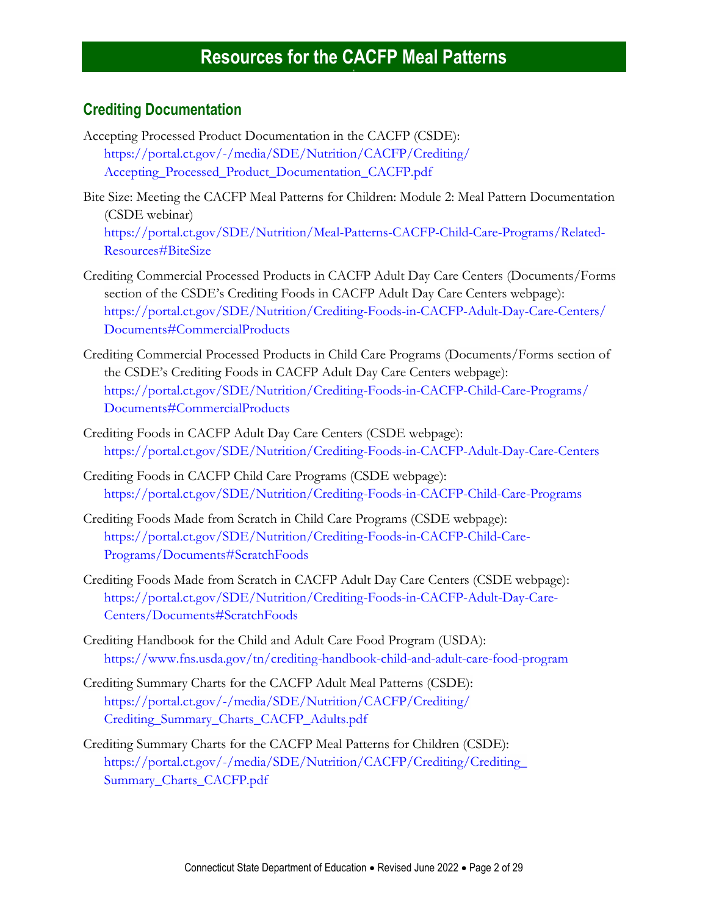# Resources for the CACFP Meal Patterns

## Crediting Documentation

Accepting Processed Product Documentation in the CACFP (CSDE):
https://portal.ct.gov/-/media/SDE/Nutrition/CACFP/Crediting/Accepting_Processed_Product_Documentation_CACFP.pdf

Bite Size: Meeting the CACFP Meal Patterns for Children: Module 2: Meal Pattern Documentation (CSDE webinar)
https://portal.ct.gov/SDE/Nutrition/Meal-Patterns-CACFP-Child-Care-Programs/Related-Resources#BiteSize

Crediting Commercial Processed Products in CACFP Adult Day Care Centers (Documents/Forms section of the CSDE's Crediting Foods in CACFP Adult Day Care Centers webpage):
https://portal.ct.gov/SDE/Nutrition/Crediting-Foods-in-CACFP-Adult-Day-Care-Centers/Documents#CommercialProducts

Crediting Commercial Processed Products in Child Care Programs (Documents/Forms section of the CSDE's Crediting Foods in CACFP Adult Day Care Centers webpage):
https://portal.ct.gov/SDE/Nutrition/Crediting-Foods-in-CACFP-Child-Care-Programs/Documents#CommercialProducts

Crediting Foods in CACFP Adult Day Care Centers (CSDE webpage):
https://portal.ct.gov/SDE/Nutrition/Crediting-Foods-in-CACFP-Adult-Day-Care-Centers

Crediting Foods in CACFP Child Care Programs (CSDE webpage):
https://portal.ct.gov/SDE/Nutrition/Crediting-Foods-in-CACFP-Child-Care-Programs

Crediting Foods Made from Scratch in Child Care Programs (CSDE webpage):
https://portal.ct.gov/SDE/Nutrition/Crediting-Foods-in-CACFP-Child-Care-Programs/Documents#ScratchFoods

Crediting Foods Made from Scratch in CACFP Adult Day Care Centers (CSDE webpage):
https://portal.ct.gov/SDE/Nutrition/Crediting-Foods-in-CACFP-Adult-Day-Care-Centers/Documents#ScratchFoods

Crediting Handbook for the Child and Adult Care Food Program (USDA):
https://www.fns.usda.gov/tn/crediting-handbook-child-and-adult-care-food-program

Crediting Summary Charts for the CACFP Adult Meal Patterns (CSDE):
https://portal.ct.gov/-/media/SDE/Nutrition/CACFP/Crediting/Crediting_Summary_Charts_CACFP_Adults.pdf

Crediting Summary Charts for the CACFP Meal Patterns for Children (CSDE):
https://portal.ct.gov/-/media/SDE/Nutrition/CACFP/Crediting/Crediting_Summary_Charts_CACFP.pdf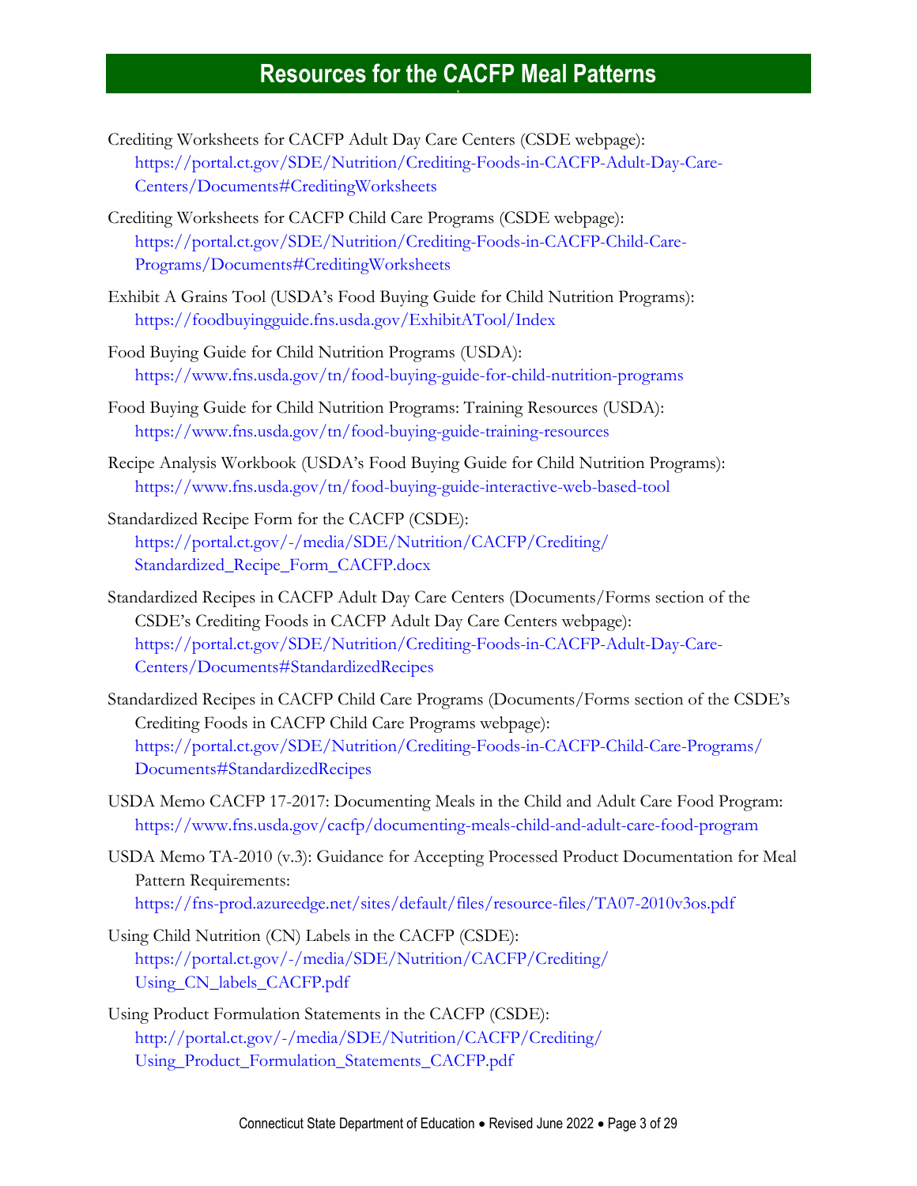## Resources for the CACFP Meal Patterns

Crediting Worksheets for CACFP Adult Day Care Centers (CSDE webpage): https://portal.ct.gov/SDE/Nutrition/Crediting-Foods-in-CACFP-Adult-Day-Care-Centers/Documents#CreditingWorksheets

Crediting Worksheets for CACFP Child Care Programs (CSDE webpage): https://portal.ct.gov/SDE/Nutrition/Crediting-Foods-in-CACFP-Child-Care-Programs/Documents#CreditingWorksheets

Exhibit A Grains Tool (USDA's Food Buying Guide for Child Nutrition Programs): https://foodbuyingguide.fns.usda.gov/ExhibitATool/Index

Food Buying Guide for Child Nutrition Programs (USDA): https://www.fns.usda.gov/tn/food-buying-guide-for-child-nutrition-programs

Food Buying Guide for Child Nutrition Programs: Training Resources (USDA): https://www.fns.usda.gov/tn/food-buying-guide-training-resources

Recipe Analysis Workbook (USDA's Food Buying Guide for Child Nutrition Programs): https://www.fns.usda.gov/tn/food-buying-guide-interactive-web-based-tool

Standardized Recipe Form for the CACFP (CSDE): https://portal.ct.gov/-/media/SDE/Nutrition/CACFP/Crediting/Standardized_Recipe_Form_CACFP.docx

Standardized Recipes in CACFP Adult Day Care Centers (Documents/Forms section of the CSDE's Crediting Foods in CACFP Adult Day Care Centers webpage): https://portal.ct.gov/SDE/Nutrition/Crediting-Foods-in-CACFP-Adult-Day-Care-Centers/Documents#StandardizedRecipes

Standardized Recipes in CACFP Child Care Programs (Documents/Forms section of the CSDE's Crediting Foods in CACFP Child Care Programs webpage): https://portal.ct.gov/SDE/Nutrition/Crediting-Foods-in-CACFP-Child-Care-Programs/Documents#StandardizedRecipes

USDA Memo CACFP 17-2017: Documenting Meals in the Child and Adult Care Food Program: https://www.fns.usda.gov/cacfp/documenting-meals-child-and-adult-care-food-program

USDA Memo TA-2010 (v.3): Guidance for Accepting Processed Product Documentation for Meal Pattern Requirements: https://fns-prod.azureedge.net/sites/default/files/resource-files/TA07-2010v3os.pdf

Using Child Nutrition (CN) Labels in the CACFP (CSDE): https://portal.ct.gov/-/media/SDE/Nutrition/CACFP/Crediting/Using_CN_labels_CACFP.pdf

Using Product Formulation Statements in the CACFP (CSDE): http://portal.ct.gov/-/media/SDE/Nutrition/CACFP/Crediting/Using_Product_Formulation_Statements_CACFP.pdf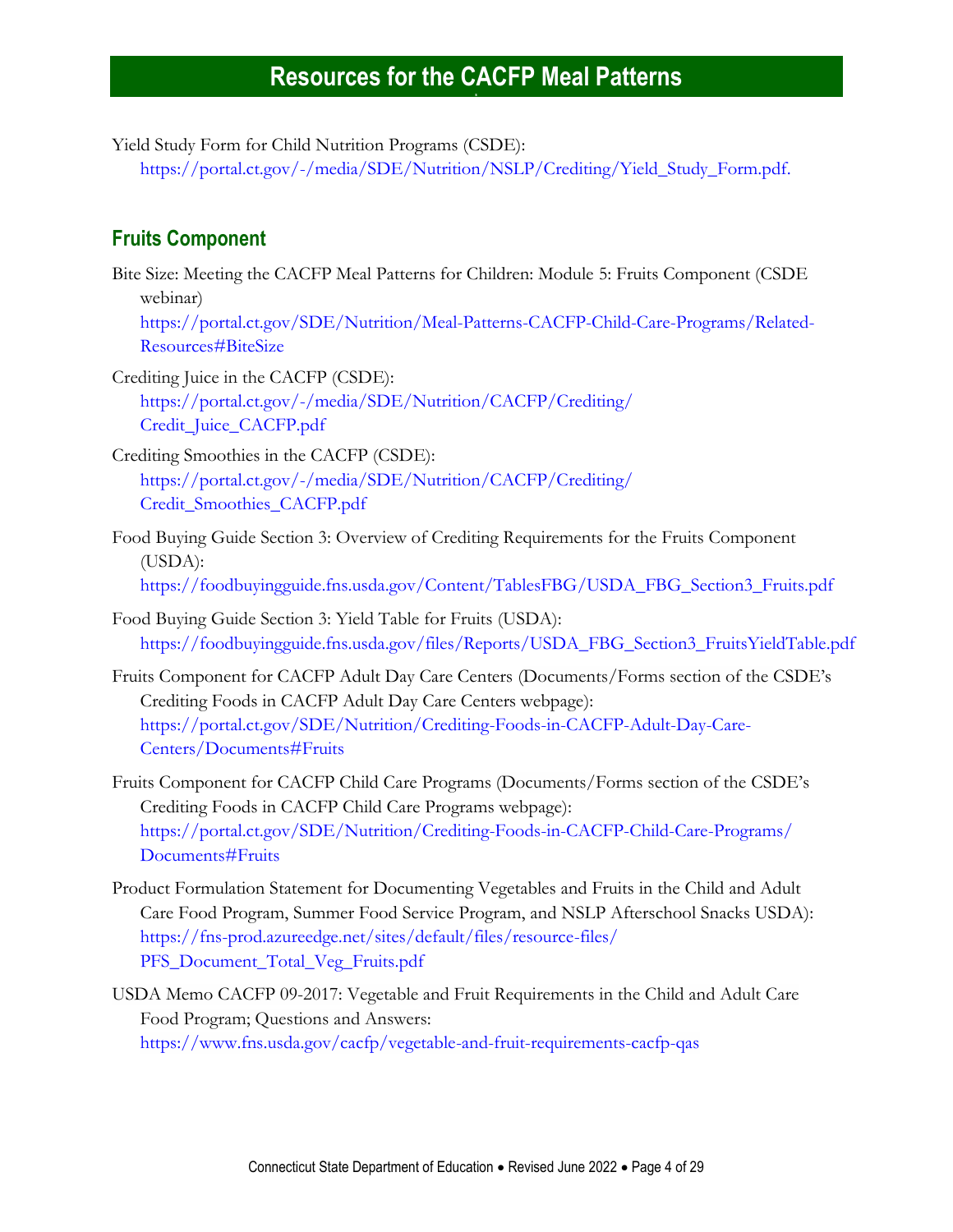# Resources for the CACFP Meal Patterns

Yield Study Form for Child Nutrition Programs (CSDE):
https://portal.ct.gov/-/media/SDE/Nutrition/NSLP/Crediting/Yield_Study_Form.pdf.

## Fruits Component

Bite Size: Meeting the CACFP Meal Patterns for Children: Module 5: Fruits Component (CSDE webinar)
https://portal.ct.gov/SDE/Nutrition/Meal-Patterns-CACFP-Child-Care-Programs/Related-Resources#BiteSize

Crediting Juice in the CACFP (CSDE):
https://portal.ct.gov/-/media/SDE/Nutrition/CACFP/Crediting/Credit_Juice_CACFP.pdf

Crediting Smoothies in the CACFP (CSDE):
https://portal.ct.gov/-/media/SDE/Nutrition/CACFP/Crediting/Credit_Smoothies_CACFP.pdf

Food Buying Guide Section 3: Overview of Crediting Requirements for the Fruits Component (USDA):
https://foodbuyingguide.fns.usda.gov/Content/TablesFBG/USDA_FBG_Section3_Fruits.pdf

Food Buying Guide Section 3: Yield Table for Fruits (USDA):
https://foodbuyingguide.fns.usda.gov/files/Reports/USDA_FBG_Section3_FruitsYieldTable.pdf

Fruits Component for CACFP Adult Day Care Centers (Documents/Forms section of the CSDE's Crediting Foods in CACFP Adult Day Care Centers webpage):
https://portal.ct.gov/SDE/Nutrition/Crediting-Foods-in-CACFP-Adult-Day-Care-Centers/Documents#Fruits

Fruits Component for CACFP Child Care Programs (Documents/Forms section of the CSDE's Crediting Foods in CACFP Child Care Programs webpage):
https://portal.ct.gov/SDE/Nutrition/Crediting-Foods-in-CACFP-Child-Care-Programs/Documents#Fruits

Product Formulation Statement for Documenting Vegetables and Fruits in the Child and Adult Care Food Program, Summer Food Service Program, and NSLP Afterschool Snacks USDA):
https://fns-prod.azureedge.net/sites/default/files/resource-files/PFS_Document_Total_Veg_Fruits.pdf

USDA Memo CACFP 09-2017: Vegetable and Fruit Requirements in the Child and Adult Care Food Program; Questions and Answers:
https://www.fns.usda.gov/cacfp/vegetable-and-fruit-requirements-cacfp-qas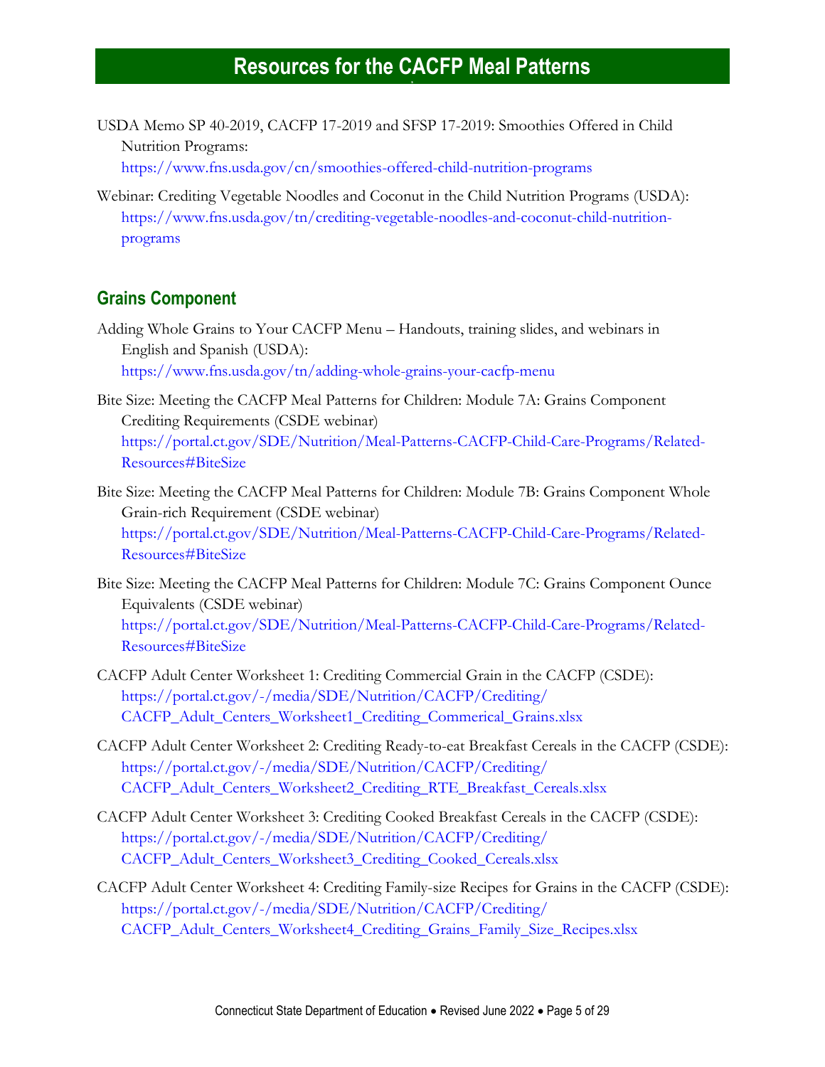# Resources for the CACFP Meal Patterns

USDA Memo SP 40-2019, CACFP 17-2019 and SFSP 17-2019: Smoothies Offered in Child Nutrition Programs:
https://www.fns.usda.gov/cn/smoothies-offered-child-nutrition-programs

Webinar: Crediting Vegetable Noodles and Coconut in the Child Nutrition Programs (USDA):
https://www.fns.usda.gov/tn/crediting-vegetable-noodles-and-coconut-child-nutrition-programs

## Grains Component

Adding Whole Grains to Your CACFP Menu – Handouts, training slides, and webinars in English and Spanish (USDA):
https://www.fns.usda.gov/tn/adding-whole-grains-your-cacfp-menu

Bite Size: Meeting the CACFP Meal Patterns for Children: Module 7A: Grains Component Crediting Requirements (CSDE webinar)
https://portal.ct.gov/SDE/Nutrition/Meal-Patterns-CACFP-Child-Care-Programs/Related-Resources#BiteSize

Bite Size: Meeting the CACFP Meal Patterns for Children: Module 7B: Grains Component Whole Grain-rich Requirement (CSDE webinar)
https://portal.ct.gov/SDE/Nutrition/Meal-Patterns-CACFP-Child-Care-Programs/Related-Resources#BiteSize

Bite Size: Meeting the CACFP Meal Patterns for Children: Module 7C: Grains Component Ounce Equivalents (CSDE webinar)
https://portal.ct.gov/SDE/Nutrition/Meal-Patterns-CACFP-Child-Care-Programs/Related-Resources#BiteSize

CACFP Adult Center Worksheet 1: Crediting Commercial Grain in the CACFP (CSDE):
https://portal.ct.gov/-/media/SDE/Nutrition/CACFP/Crediting/CACFP_Adult_Centers_Worksheet1_Crediting_Commerical_Grains.xlsx

CACFP Adult Center Worksheet 2: Crediting Ready-to-eat Breakfast Cereals in the CACFP (CSDE):
https://portal.ct.gov/-/media/SDE/Nutrition/CACFP/Crediting/CACFP_Adult_Centers_Worksheet2_Crediting_RTE_Breakfast_Cereals.xlsx

CACFP Adult Center Worksheet 3: Crediting Cooked Breakfast Cereals in the CACFP (CSDE):
https://portal.ct.gov/-/media/SDE/Nutrition/CACFP/Crediting/CACFP_Adult_Centers_Worksheet3_Crediting_Cooked_Cereals.xlsx

CACFP Adult Center Worksheet 4: Crediting Family-size Recipes for Grains in the CACFP (CSDE):
https://portal.ct.gov/-/media/SDE/Nutrition/CACFP/Crediting/CACFP_Adult_Centers_Worksheet4_Crediting_Grains_Family_Size_Recipes.xlsx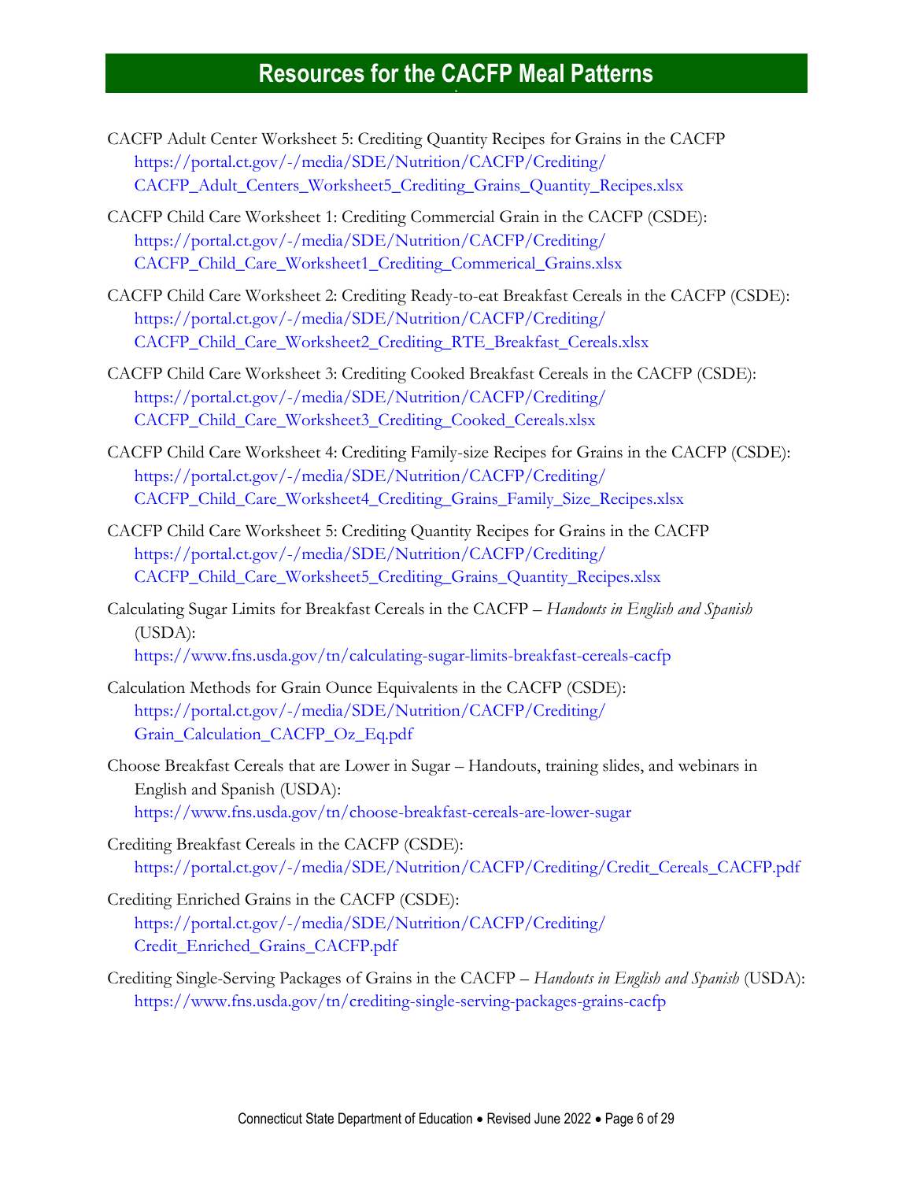# Resources for the CACFP Meal Patterns

CACFP Adult Center Worksheet 5: Crediting Quantity Recipes for Grains in the CACFP
https://portal.ct.gov/-/media/SDE/Nutrition/CACFP/Crediting/CACFP_Adult_Centers_Worksheet5_Crediting_Grains_Quantity_Recipes.xlsx

CACFP Child Care Worksheet 1: Crediting Commercial Grain in the CACFP (CSDE):
https://portal.ct.gov/-/media/SDE/Nutrition/CACFP/Crediting/CACFP_Child_Care_Worksheet1_Crediting_Commerical_Grains.xlsx

CACFP Child Care Worksheet 2: Crediting Ready-to-eat Breakfast Cereals in the CACFP (CSDE):
https://portal.ct.gov/-/media/SDE/Nutrition/CACFP/Crediting/CACFP_Child_Care_Worksheet2_Crediting_RTE_Breakfast_Cereals.xlsx

CACFP Child Care Worksheet 3: Crediting Cooked Breakfast Cereals in the CACFP (CSDE):
https://portal.ct.gov/-/media/SDE/Nutrition/CACFP/Crediting/CACFP_Child_Care_Worksheet3_Crediting_Cooked_Cereals.xlsx

CACFP Child Care Worksheet 4: Crediting Family-size Recipes for Grains in the CACFP (CSDE):
https://portal.ct.gov/-/media/SDE/Nutrition/CACFP/Crediting/CACFP_Child_Care_Worksheet4_Crediting_Grains_Family_Size_Recipes.xlsx

CACFP Child Care Worksheet 5: Crediting Quantity Recipes for Grains in the CACFP
https://portal.ct.gov/-/media/SDE/Nutrition/CACFP/Crediting/CACFP_Child_Care_Worksheet5_Crediting_Grains_Quantity_Recipes.xlsx

Calculating Sugar Limits for Breakfast Cereals in the CACFP – *Handouts in English and Spanish* (USDA):
https://www.fns.usda.gov/tn/calculating-sugar-limits-breakfast-cereals-cacfp

Calculation Methods for Grain Ounce Equivalents in the CACFP (CSDE):
https://portal.ct.gov/-/media/SDE/Nutrition/CACFP/Crediting/Grain_Calculation_CACFP_Oz_Eq.pdf

Choose Breakfast Cereals that are Lower in Sugar – Handouts, training slides, and webinars in English and Spanish (USDA):
https://www.fns.usda.gov/tn/choose-breakfast-cereals-are-lower-sugar

Crediting Breakfast Cereals in the CACFP (CSDE):
https://portal.ct.gov/-/media/SDE/Nutrition/CACFP/Crediting/Credit_Cereals_CACFP.pdf

Crediting Enriched Grains in the CACFP (CSDE):
https://portal.ct.gov/-/media/SDE/Nutrition/CACFP/Crediting/Credit_Enriched_Grains_CACFP.pdf

Crediting Single-Serving Packages of Grains in the CACFP – *Handouts in English and Spanish* (USDA):
https://www.fns.usda.gov/tn/crediting-single-serving-packages-grains-cacfp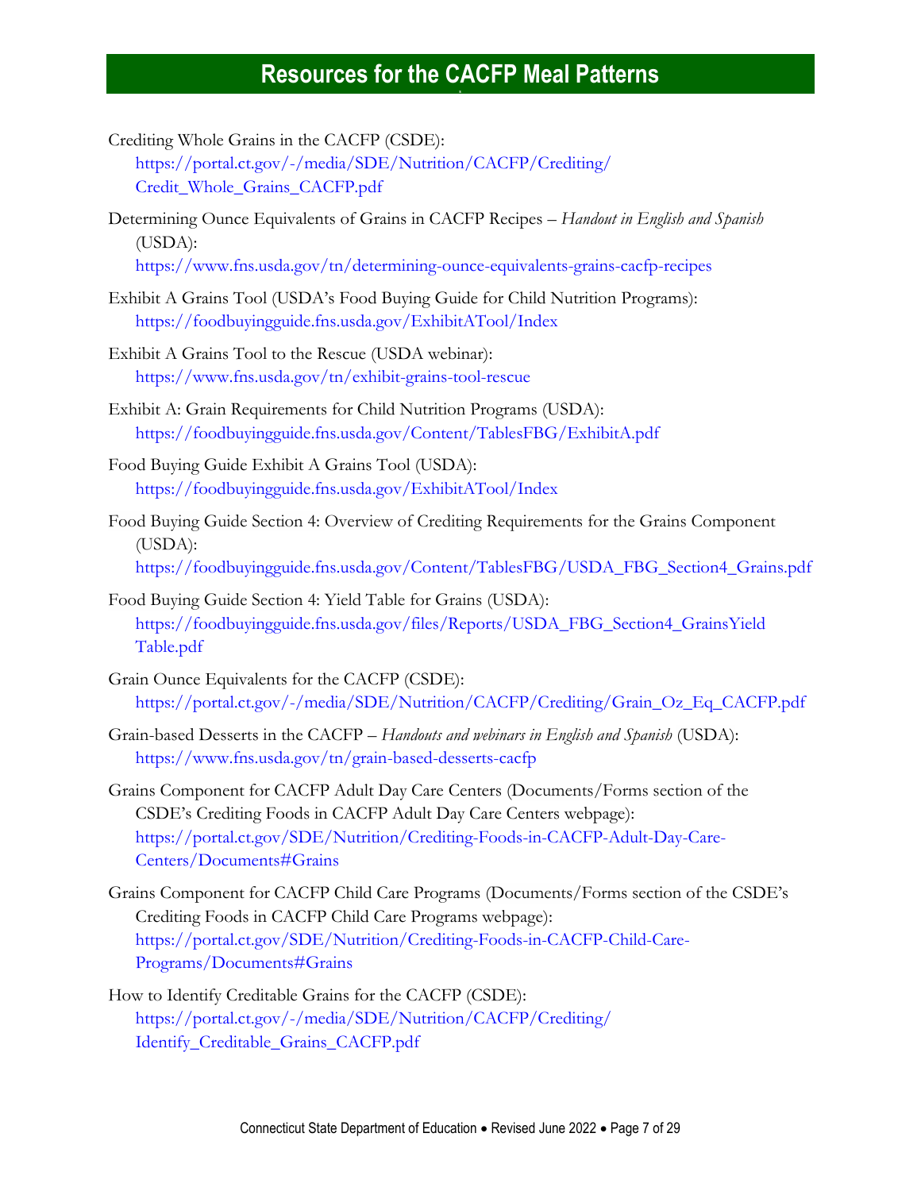## Resources for the CACFP Meal Patterns

Crediting Whole Grains in the CACFP (CSDE):
https://portal.ct.gov/-/media/SDE/Nutrition/CACFP/Crediting/Credit_Whole_Grains_CACFP.pdf

Determining Ounce Equivalents of Grains in CACFP Recipes – *Handout in English and Spanish* (USDA):
https://www.fns.usda.gov/tn/determining-ounce-equivalents-grains-cacfp-recipes

Exhibit A Grains Tool (USDA's Food Buying Guide for Child Nutrition Programs):
https://foodbuyingguide.fns.usda.gov/ExhibitATool/Index

Exhibit A Grains Tool to the Rescue (USDA webinar):
https://www.fns.usda.gov/tn/exhibit-grains-tool-rescue

Exhibit A: Grain Requirements for Child Nutrition Programs (USDA):
https://foodbuyingguide.fns.usda.gov/Content/TablesFBG/ExhibitA.pdf

Food Buying Guide Exhibit A Grains Tool (USDA):
https://foodbuyingguide.fns.usda.gov/ExhibitATool/Index

Food Buying Guide Section 4: Overview of Crediting Requirements for the Grains Component (USDA):
https://foodbuyingguide.fns.usda.gov/Content/TablesFBG/USDA_FBG_Section4_Grains.pdf

Food Buying Guide Section 4: Yield Table for Grains (USDA):
https://foodbuyingguide.fns.usda.gov/files/Reports/USDA_FBG_Section4_GrainsYieldTable.pdf

Grain Ounce Equivalents for the CACFP (CSDE):
https://portal.ct.gov/-/media/SDE/Nutrition/CACFP/Crediting/Grain_Oz_Eq_CACFP.pdf

Grain-based Desserts in the CACFP – *Handouts and webinars in English and Spanish* (USDA):
https://www.fns.usda.gov/tn/grain-based-desserts-cacfp

Grains Component for CACFP Adult Day Care Centers (Documents/Forms section of the CSDE's Crediting Foods in CACFP Adult Day Care Centers webpage):
https://portal.ct.gov/SDE/Nutrition/Crediting-Foods-in-CACFP-Adult-Day-Care-Centers/Documents#Grains

Grains Component for CACFP Child Care Programs (Documents/Forms section of the CSDE's Crediting Foods in CACFP Child Care Programs webpage):
https://portal.ct.gov/SDE/Nutrition/Crediting-Foods-in-CACFP-Child-Care-Programs/Documents#Grains

How to Identify Creditable Grains for the CACFP (CSDE):
https://portal.ct.gov/-/media/SDE/Nutrition/CACFP/Crediting/Identify_Creditable_Grains_CACFP.pdf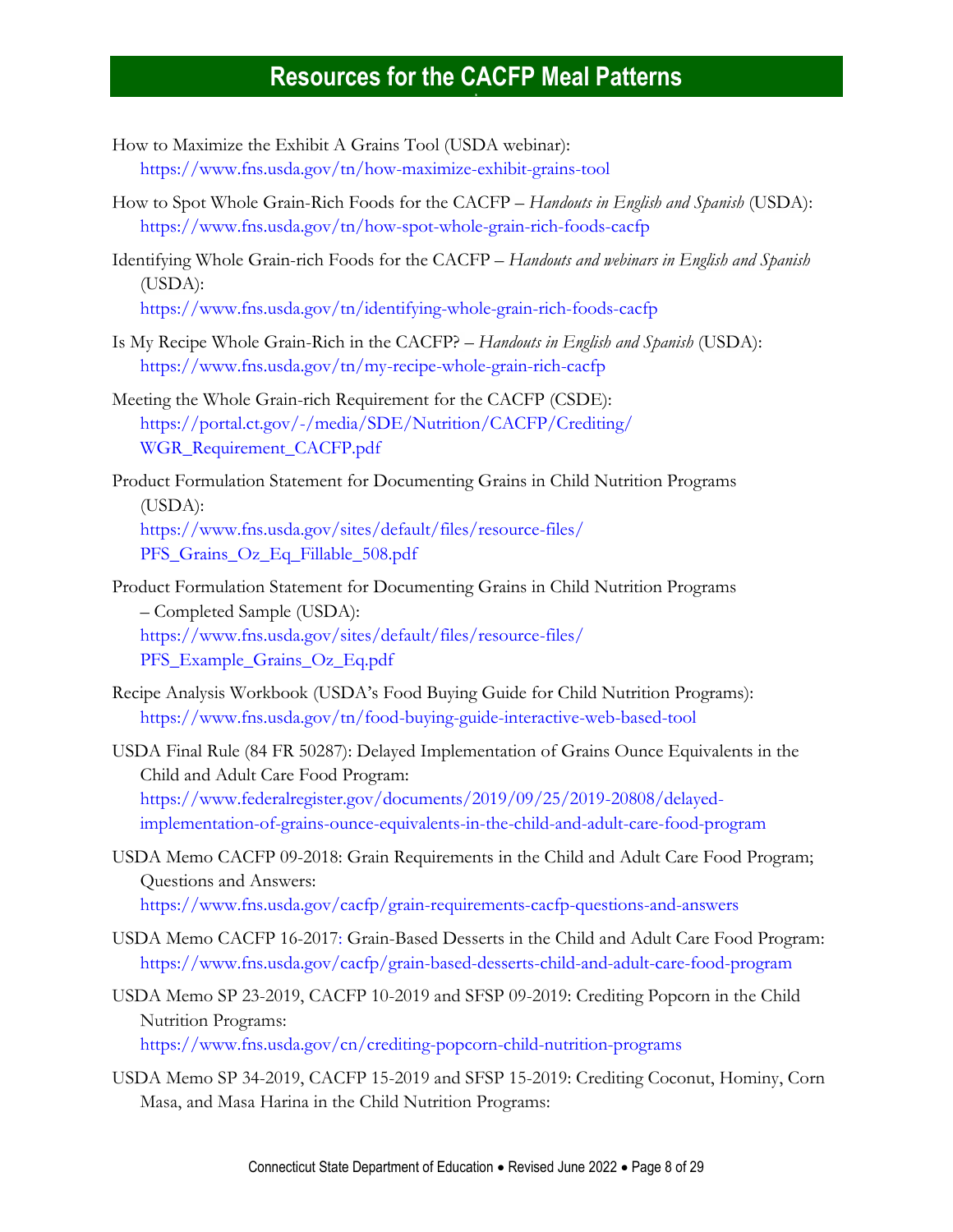## Resources for the CACFP Meal Patterns

How to Maximize the Exhibit A Grains Tool (USDA webinar): https://www.fns.usda.gov/tn/how-maximize-exhibit-grains-tool

How to Spot Whole Grain-Rich Foods for the CACFP – *Handouts in English and Spanish* (USDA): https://www.fns.usda.gov/tn/how-spot-whole-grain-rich-foods-cacfp

Identifying Whole Grain-rich Foods for the CACFP – *Handouts and webinars in English and Spanish* (USDA): https://www.fns.usda.gov/tn/identifying-whole-grain-rich-foods-cacfp

Is My Recipe Whole Grain-Rich in the CACFP? – *Handouts in English and Spanish* (USDA): https://www.fns.usda.gov/tn/my-recipe-whole-grain-rich-cacfp

Meeting the Whole Grain-rich Requirement for the CACFP (CSDE): https://portal.ct.gov/-/media/SDE/Nutrition/CACFP/Crediting/WGR_Requirement_CACFP.pdf

Product Formulation Statement for Documenting Grains in Child Nutrition Programs (USDA): https://www.fns.usda.gov/sites/default/files/resource-files/PFS_Grains_Oz_Eq_Fillable_508.pdf

Product Formulation Statement for Documenting Grains in Child Nutrition Programs – Completed Sample (USDA): https://www.fns.usda.gov/sites/default/files/resource-files/PFS_Example_Grains_Oz_Eq.pdf

Recipe Analysis Workbook (USDA's Food Buying Guide for Child Nutrition Programs): https://www.fns.usda.gov/tn/food-buying-guide-interactive-web-based-tool

USDA Final Rule (84 FR 50287): Delayed Implementation of Grains Ounce Equivalents in the Child and Adult Care Food Program: https://www.federalregister.gov/documents/2019/09/25/2019-20808/delayed-implementation-of-grains-ounce-equivalents-in-the-child-and-adult-care-food-program

USDA Memo CACFP 09-2018: Grain Requirements in the Child and Adult Care Food Program; Questions and Answers: https://www.fns.usda.gov/cacfp/grain-requirements-cacfp-questions-and-answers

USDA Memo CACFP 16-2017: Grain-Based Desserts in the Child and Adult Care Food Program: https://www.fns.usda.gov/cacfp/grain-based-desserts-child-and-adult-care-food-program

USDA Memo SP 23-2019, CACFP 10-2019 and SFSP 09-2019: Crediting Popcorn in the Child Nutrition Programs: https://www.fns.usda.gov/cn/crediting-popcorn-child-nutrition-programs

USDA Memo SP 34-2019, CACFP 15-2019 and SFSP 15-2019: Crediting Coconut, Hominy, Corn Masa, and Masa Harina in the Child Nutrition Programs: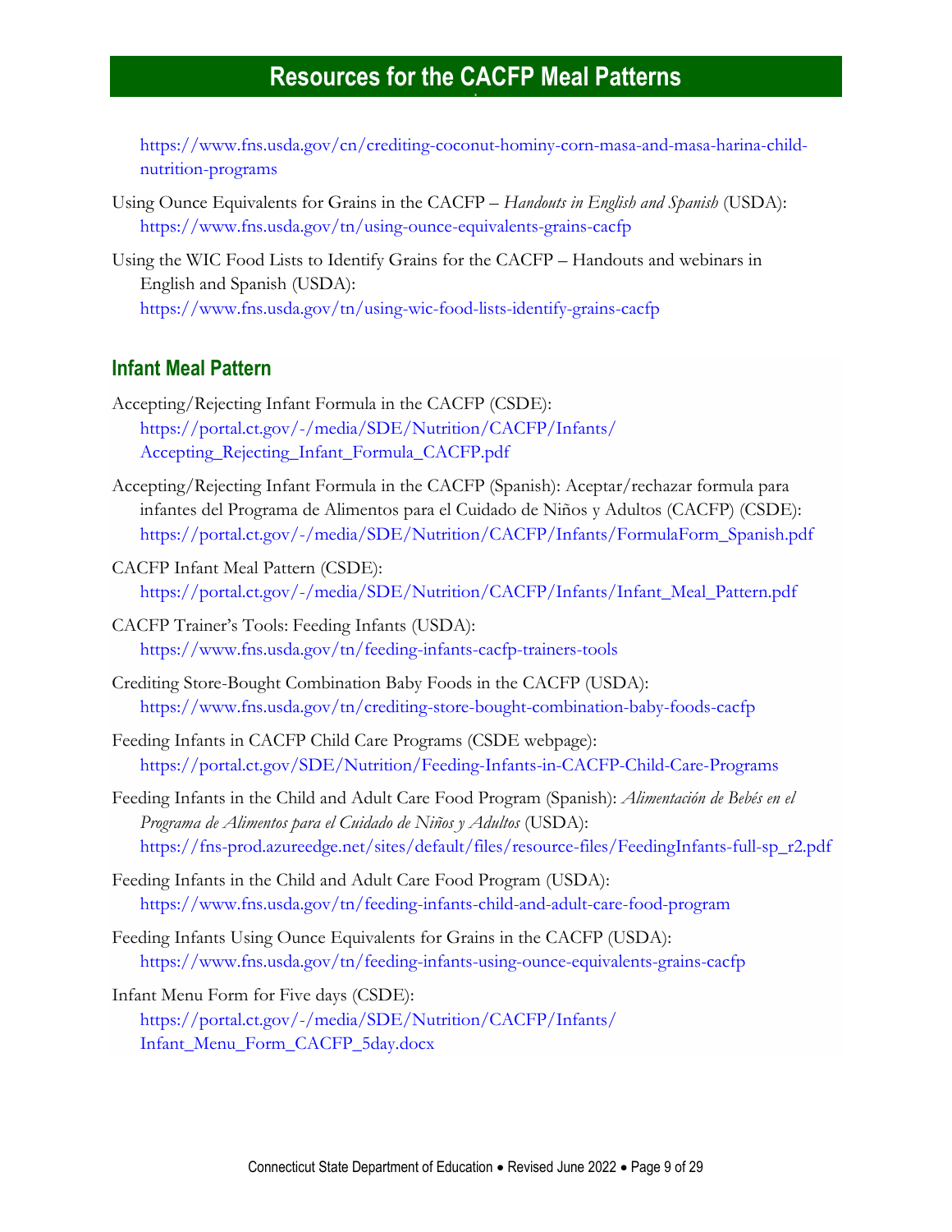https://www.fns.usda.gov/cn/crediting-coconut-hominy-corn-masa-and-masa-harina-child-nutrition-programs

Using Ounce Equivalents for Grains in the CACFP – *Handouts in English and Spanish* (USDA): https://www.fns.usda.gov/tn/using-ounce-equivalents-grains-cacfp

Using the WIC Food Lists to Identify Grains for the CACFP – Handouts and webinars in English and Spanish (USDA): https://www.fns.usda.gov/tn/using-wic-food-lists-identify-grains-cacfp

## Infant Meal Pattern

Accepting/Rejecting Infant Formula in the CACFP (CSDE): https://portal.ct.gov/-/media/SDE/Nutrition/CACFP/Infants/Accepting_Rejecting_Infant_Formula_CACFP.pdf

Accepting/Rejecting Infant Formula in the CACFP (Spanish): Aceptar/rechazar formula para infantes del Programa de Alimentos para el Cuidado de Niños y Adultos (CACFP) (CSDE): https://portal.ct.gov/-/media/SDE/Nutrition/CACFP/Infants/FormulaForm_Spanish.pdf

CACFP Infant Meal Pattern (CSDE): https://portal.ct.gov/-/media/SDE/Nutrition/CACFP/Infants/Infant_Meal_Pattern.pdf

CACFP Trainer's Tools: Feeding Infants (USDA): https://www.fns.usda.gov/tn/feeding-infants-cacfp-trainers-tools

Crediting Store-Bought Combination Baby Foods in the CACFP (USDA): https://www.fns.usda.gov/tn/crediting-store-bought-combination-baby-foods-cacfp

Feeding Infants in CACFP Child Care Programs (CSDE webpage): https://portal.ct.gov/SDE/Nutrition/Feeding-Infants-in-CACFP-Child-Care-Programs

Feeding Infants in the Child and Adult Care Food Program (Spanish): *Alimentación de Bebés en el Programa de Alimentos para el Cuidado de Niños y Adultos* (USDA): https://fns-prod.azureedge.net/sites/default/files/resource-files/FeedingInfants-full-sp_r2.pdf

Feeding Infants in the Child and Adult Care Food Program (USDA): https://www.fns.usda.gov/tn/feeding-infants-child-and-adult-care-food-program

Feeding Infants Using Ounce Equivalents for Grains in the CACFP (USDA): https://www.fns.usda.gov/tn/feeding-infants-using-ounce-equivalents-grains-cacfp

Infant Menu Form for Five days (CSDE): https://portal.ct.gov/-/media/SDE/Nutrition/CACFP/Infants/Infant_Menu_Form_CACFP_5day.docx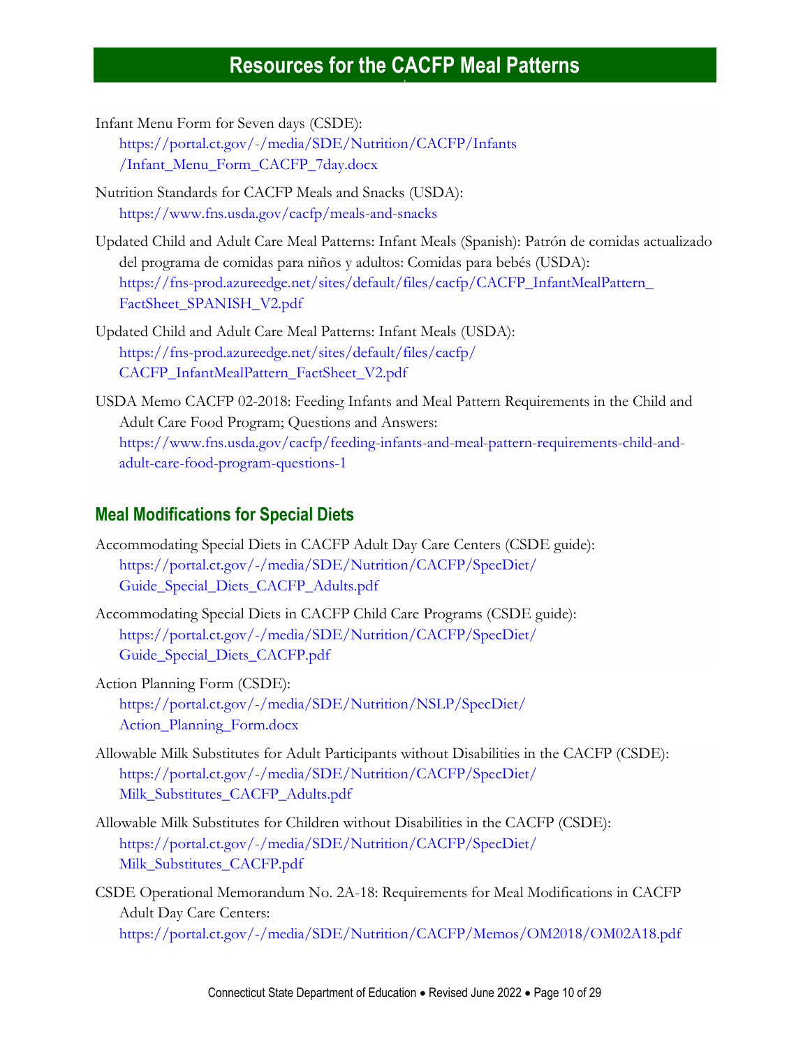# Resources for the CACFP Meal Patterns

Infant Menu Form for Seven days (CSDE):
https://portal.ct.gov/-/media/SDE/Nutrition/CACFP/Infants/Infant_Menu_Form_CACFP_7day.docx

Nutrition Standards for CACFP Meals and Snacks (USDA):
https://www.fns.usda.gov/cacfp/meals-and-snacks

Updated Child and Adult Care Meal Patterns: Infant Meals (Spanish): Patrón de comidas actualizado del programa de comidas para niños y adultos: Comidas para bebés (USDA):
https://fns-prod.azureedge.net/sites/default/files/cacfp/CACFP_InfantMealPattern_FactSheet_SPANISH_V2.pdf

Updated Child and Adult Care Meal Patterns: Infant Meals (USDA):
https://fns-prod.azureedge.net/sites/default/files/cacfp/CACFP_InfantMealPattern_FactSheet_V2.pdf

USDA Memo CACFP 02-2018: Feeding Infants and Meal Pattern Requirements in the Child and Adult Care Food Program; Questions and Answers:
https://www.fns.usda.gov/cacfp/feeding-infants-and-meal-pattern-requirements-child-and-adult-care-food-program-questions-1

## Meal Modifications for Special Diets

Accommodating Special Diets in CACFP Adult Day Care Centers (CSDE guide):
https://portal.ct.gov/-/media/SDE/Nutrition/CACFP/SpecDiet/Guide_Special_Diets_CACFP_Adults.pdf

Accommodating Special Diets in CACFP Child Care Programs (CSDE guide):
https://portal.ct.gov/-/media/SDE/Nutrition/CACFP/SpecDiet/Guide_Special_Diets_CACFP.pdf

Action Planning Form (CSDE):
https://portal.ct.gov/-/media/SDE/Nutrition/NSLP/SpecDiet/Action_Planning_Form.docx

Allowable Milk Substitutes for Adult Participants without Disabilities in the CACFP (CSDE):
https://portal.ct.gov/-/media/SDE/Nutrition/CACFP/SpecDiet/Milk_Substitutes_CACFP_Adults.pdf

Allowable Milk Substitutes for Children without Disabilities in the CACFP (CSDE):
https://portal.ct.gov/-/media/SDE/Nutrition/CACFP/SpecDiet/Milk_Substitutes_CACFP.pdf

CSDE Operational Memorandum No. 2A-18: Requirements for Meal Modifications in CACFP Adult Day Care Centers:
https://portal.ct.gov/-/media/SDE/Nutrition/CACFP/Memos/OM2018/OM02A18.pdf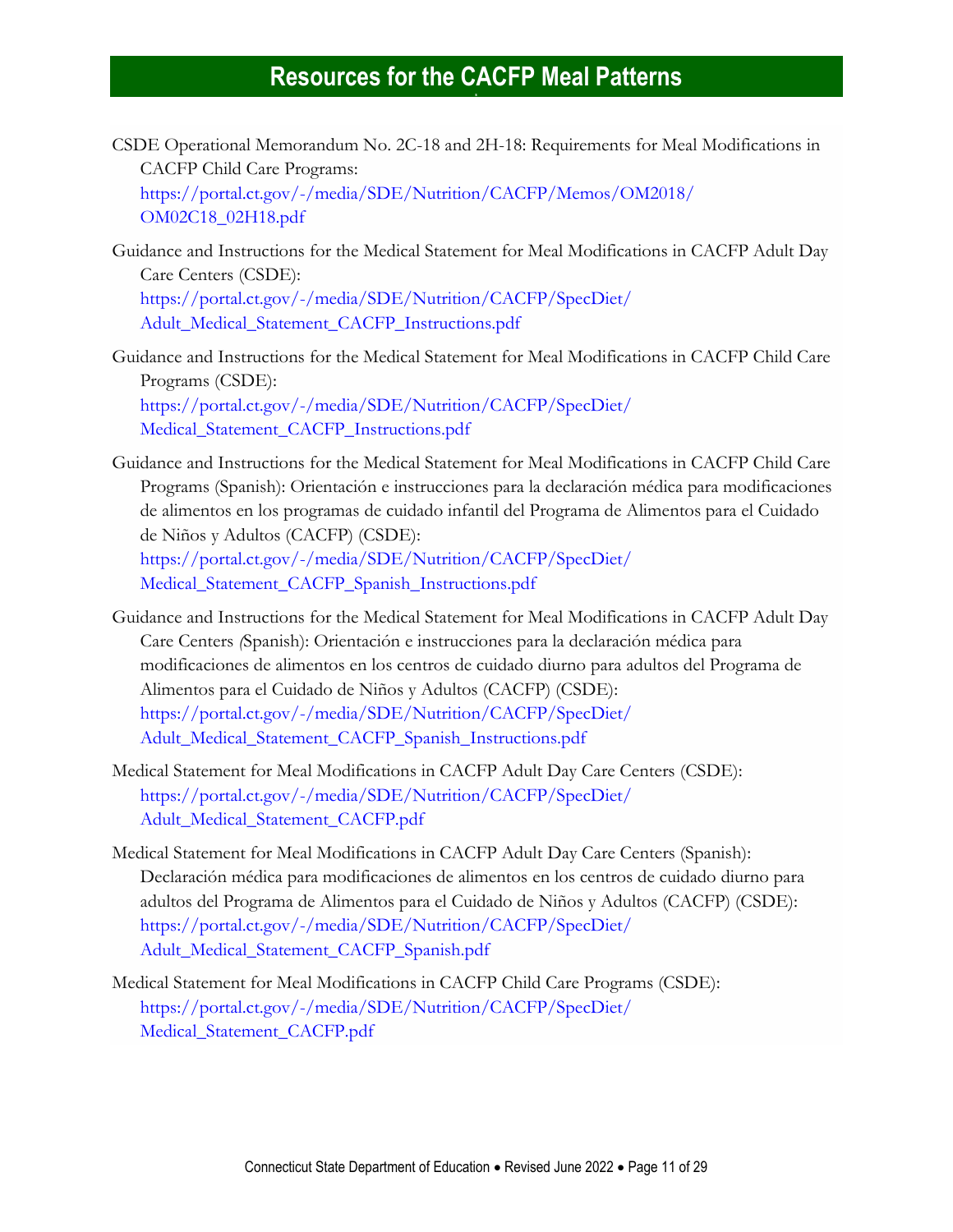## Resources for the CACFP Meal Patterns

CSDE Operational Memorandum No. 2C-18 and 2H-18: Requirements for Meal Modifications in CACFP Child Care Programs:
https://portal.ct.gov/-/media/SDE/Nutrition/CACFP/Memos/OM2018/OM02C18_02H18.pdf

Guidance and Instructions for the Medical Statement for Meal Modifications in CACFP Adult Day Care Centers (CSDE):
https://portal.ct.gov/-/media/SDE/Nutrition/CACFP/SpecDiet/Adult_Medical_Statement_CACFP_Instructions.pdf

Guidance and Instructions for the Medical Statement for Meal Modifications in CACFP Child Care Programs (CSDE):
https://portal.ct.gov/-/media/SDE/Nutrition/CACFP/SpecDiet/Medical_Statement_CACFP_Instructions.pdf

Guidance and Instructions for the Medical Statement for Meal Modifications in CACFP Child Care Programs (Spanish): Orientación e instrucciones para la declaración médica para modificaciones de alimentos en los programas de cuidado infantil del Programa de Alimentos para el Cuidado de Niños y Adultos (CACFP) (CSDE):
https://portal.ct.gov/-/media/SDE/Nutrition/CACFP/SpecDiet/Medical_Statement_CACFP_Spanish_Instructions.pdf

Guidance and Instructions for the Medical Statement for Meal Modifications in CACFP Adult Day Care Centers (Spanish): Orientación e instrucciones para la declaración médica para modificaciones de alimentos en los centros de cuidado diurno para adultos del Programa de Alimentos para el Cuidado de Niños y Adultos (CACFP) (CSDE):
https://portal.ct.gov/-/media/SDE/Nutrition/CACFP/SpecDiet/Adult_Medical_Statement_CACFP_Spanish_Instructions.pdf

Medical Statement for Meal Modifications in CACFP Adult Day Care Centers (CSDE):
https://portal.ct.gov/-/media/SDE/Nutrition/CACFP/SpecDiet/Adult_Medical_Statement_CACFP.pdf

Medical Statement for Meal Modifications in CACFP Adult Day Care Centers (Spanish): Declaración médica para modificaciones de alimentos en los centros de cuidado diurno para adultos del Programa de Alimentos para el Cuidado de Niños y Adultos (CACFP) (CSDE):
https://portal.ct.gov/-/media/SDE/Nutrition/CACFP/SpecDiet/Adult_Medical_Statement_CACFP_Spanish.pdf

Medical Statement for Meal Modifications in CACFP Child Care Programs (CSDE):
https://portal.ct.gov/-/media/SDE/Nutrition/CACFP/SpecDiet/Medical_Statement_CACFP.pdf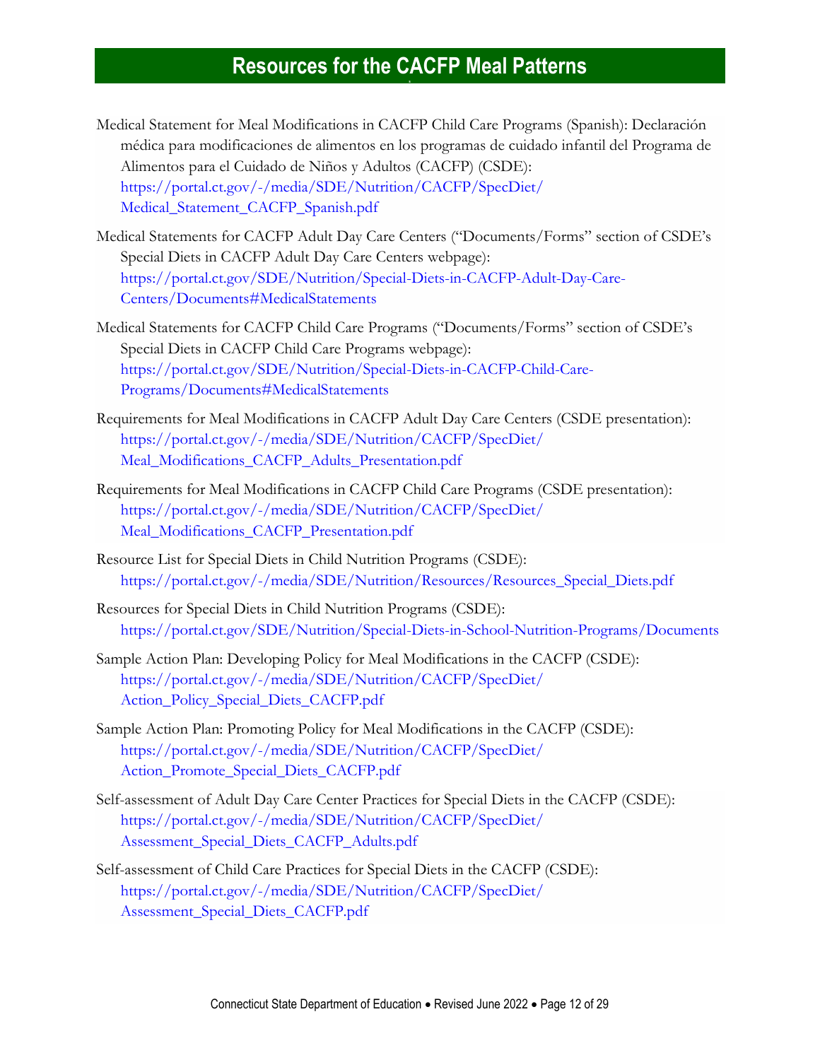## Resources for the CACFP Meal Patterns

Medical Statement for Meal Modifications in CACFP Child Care Programs (Spanish): Declaración médica para modificaciones de alimentos en los programas de cuidado infantil del Programa de Alimentos para el Cuidado de Niños y Adultos (CACFP) (CSDE): https://portal.ct.gov/-/media/SDE/Nutrition/CACFP/SpecDiet/Medical_Statement_CACFP_Spanish.pdf

Medical Statements for CACFP Adult Day Care Centers ("Documents/Forms" section of CSDE's Special Diets in CACFP Adult Day Care Centers webpage): https://portal.ct.gov/SDE/Nutrition/Special-Diets-in-CACFP-Adult-Day-Care-Centers/Documents#MedicalStatements

Medical Statements for CACFP Child Care Programs ("Documents/Forms" section of CSDE's Special Diets in CACFP Child Care Programs webpage): https://portal.ct.gov/SDE/Nutrition/Special-Diets-in-CACFP-Child-Care-Programs/Documents#MedicalStatements

Requirements for Meal Modifications in CACFP Adult Day Care Centers (CSDE presentation): https://portal.ct.gov/-/media/SDE/Nutrition/CACFP/SpecDiet/Meal_Modifications_CACFP_Adults_Presentation.pdf

Requirements for Meal Modifications in CACFP Child Care Programs (CSDE presentation): https://portal.ct.gov/-/media/SDE/Nutrition/CACFP/SpecDiet/Meal_Modifications_CACFP_Presentation.pdf

Resource List for Special Diets in Child Nutrition Programs (CSDE): https://portal.ct.gov/-/media/SDE/Nutrition/Resources/Resources_Special_Diets.pdf

Resources for Special Diets in Child Nutrition Programs (CSDE): https://portal.ct.gov/SDE/Nutrition/Special-Diets-in-School-Nutrition-Programs/Documents

Sample Action Plan: Developing Policy for Meal Modifications in the CACFP (CSDE): https://portal.ct.gov/-/media/SDE/Nutrition/CACFP/SpecDiet/Action_Policy_Special_Diets_CACFP.pdf

Sample Action Plan: Promoting Policy for Meal Modifications in the CACFP (CSDE): https://portal.ct.gov/-/media/SDE/Nutrition/CACFP/SpecDiet/Action_Promote_Special_Diets_CACFP.pdf

Self-assessment of Adult Day Care Center Practices for Special Diets in the CACFP (CSDE): https://portal.ct.gov/-/media/SDE/Nutrition/CACFP/SpecDiet/Assessment_Special_Diets_CACFP_Adults.pdf

Self-assessment of Child Care Practices for Special Diets in the CACFP (CSDE): https://portal.ct.gov/-/media/SDE/Nutrition/CACFP/SpecDiet/Assessment_Special_Diets_CACFP.pdf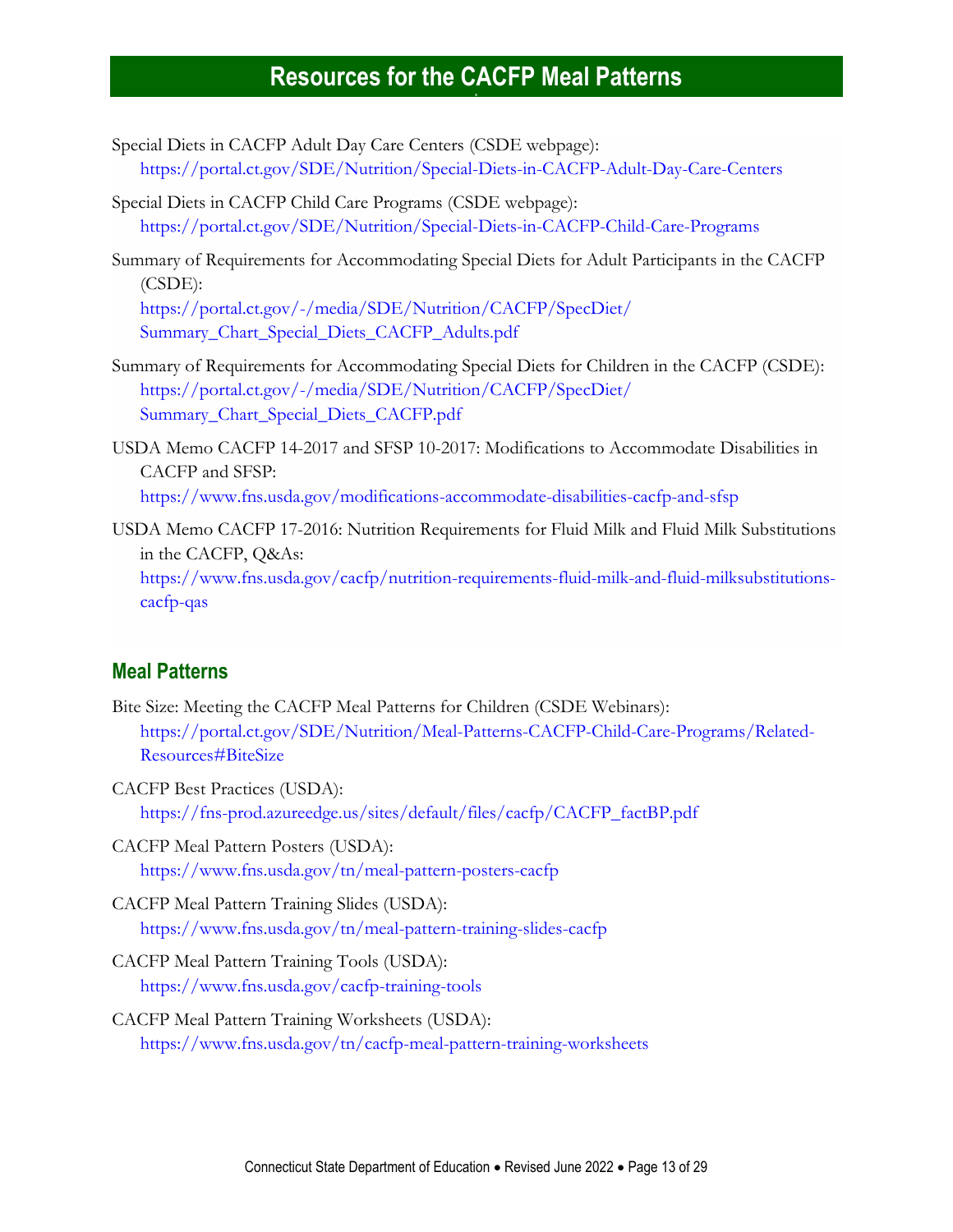# Resources for the CACFP Meal Patterns

Special Diets in CACFP Adult Day Care Centers (CSDE webpage):
https://portal.ct.gov/SDE/Nutrition/Special-Diets-in-CACFP-Adult-Day-Care-Centers

Special Diets in CACFP Child Care Programs (CSDE webpage):
https://portal.ct.gov/SDE/Nutrition/Special-Diets-in-CACFP-Child-Care-Programs

Summary of Requirements for Accommodating Special Diets for Adult Participants in the CACFP (CSDE):
https://portal.ct.gov/-/media/SDE/Nutrition/CACFP/SpecDiet/Summary_Chart_Special_Diets_CACFP_Adults.pdf

Summary of Requirements for Accommodating Special Diets for Children in the CACFP (CSDE):
https://portal.ct.gov/-/media/SDE/Nutrition/CACFP/SpecDiet/Summary_Chart_Special_Diets_CACFP.pdf

USDA Memo CACFP 14-2017 and SFSP 10-2017: Modifications to Accommodate Disabilities in CACFP and SFSP:
https://www.fns.usda.gov/modifications-accommodate-disabilities-cacfp-and-sfsp

USDA Memo CACFP 17-2016: Nutrition Requirements for Fluid Milk and Fluid Milk Substitutions in the CACFP, Q&As:
https://www.fns.usda.gov/cacfp/nutrition-requirements-fluid-milk-and-fluid-milksubstitutions-cacfp-qas

## Meal Patterns

Bite Size: Meeting the CACFP Meal Patterns for Children (CSDE Webinars):
https://portal.ct.gov/SDE/Nutrition/Meal-Patterns-CACFP-Child-Care-Programs/Related-Resources#BiteSize

CACFP Best Practices (USDA):
https://fns-prod.azureedge.us/sites/default/files/cacfp/CACFP_factBP.pdf

CACFP Meal Pattern Posters (USDA):
https://www.fns.usda.gov/tn/meal-pattern-posters-cacfp

CACFP Meal Pattern Training Slides (USDA):
https://www.fns.usda.gov/tn/meal-pattern-training-slides-cacfp

CACFP Meal Pattern Training Tools (USDA):
https://www.fns.usda.gov/cacfp-training-tools

CACFP Meal Pattern Training Worksheets (USDA):
https://www.fns.usda.gov/tn/cacfp-meal-pattern-training-worksheets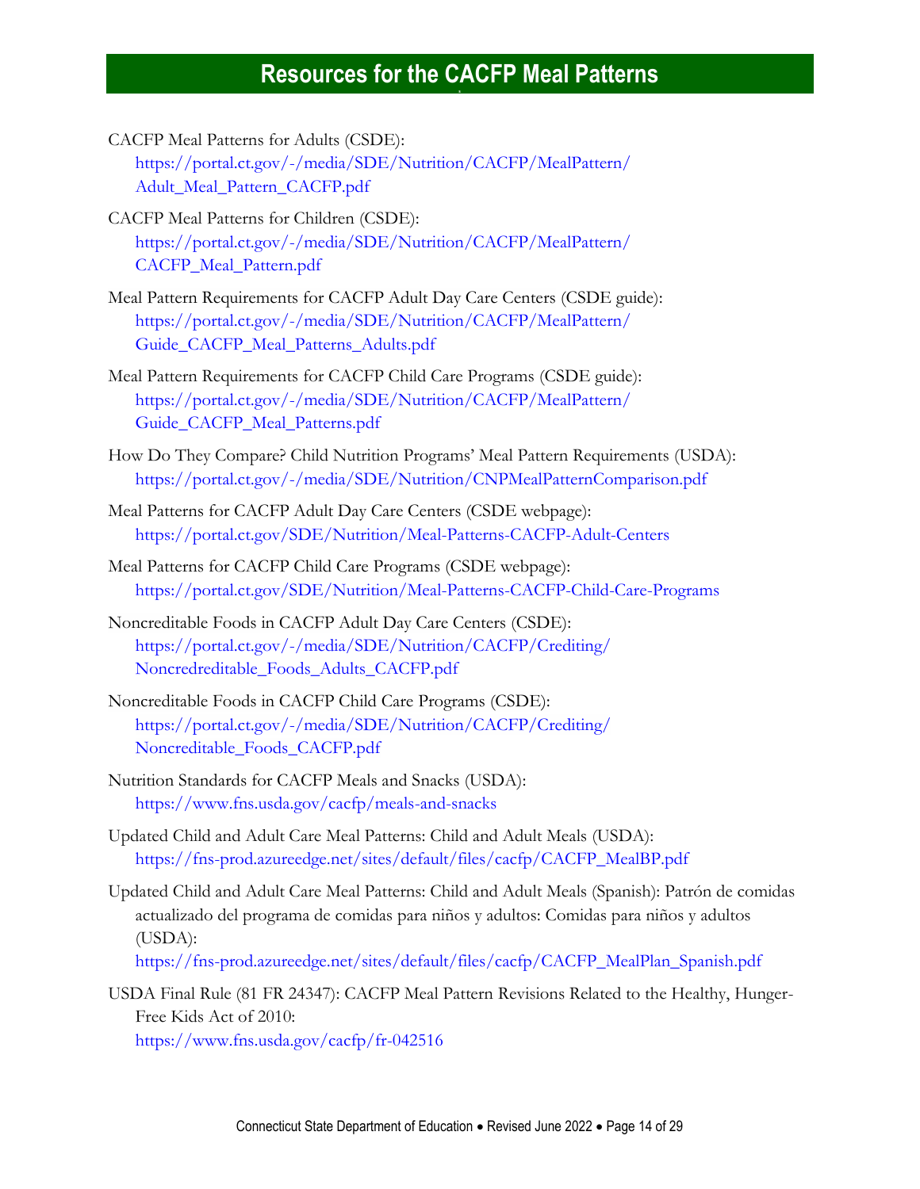## Resources for the CACFP Meal Patterns

CACFP Meal Patterns for Adults (CSDE):
https://portal.ct.gov/-/media/SDE/Nutrition/CACFP/MealPattern/Adult_Meal_Pattern_CACFP.pdf

CACFP Meal Patterns for Children (CSDE):
https://portal.ct.gov/-/media/SDE/Nutrition/CACFP/MealPattern/CACFP_Meal_Pattern.pdf

Meal Pattern Requirements for CACFP Adult Day Care Centers (CSDE guide):
https://portal.ct.gov/-/media/SDE/Nutrition/CACFP/MealPattern/Guide_CACFP_Meal_Patterns_Adults.pdf

Meal Pattern Requirements for CACFP Child Care Programs (CSDE guide):
https://portal.ct.gov/-/media/SDE/Nutrition/CACFP/MealPattern/Guide_CACFP_Meal_Patterns.pdf

How Do They Compare? Child Nutrition Programs' Meal Pattern Requirements (USDA):
https://portal.ct.gov/-/media/SDE/Nutrition/CNPMealPatternComparison.pdf

Meal Patterns for CACFP Adult Day Care Centers (CSDE webpage):
https://portal.ct.gov/SDE/Nutrition/Meal-Patterns-CACFP-Adult-Centers

Meal Patterns for CACFP Child Care Programs (CSDE webpage):
https://portal.ct.gov/SDE/Nutrition/Meal-Patterns-CACFP-Child-Care-Programs

Noncreditable Foods in CACFP Adult Day Care Centers (CSDE):
https://portal.ct.gov/-/media/SDE/Nutrition/CACFP/Crediting/Noncredreditable_Foods_Adults_CACFP.pdf

Noncreditable Foods in CACFP Child Care Programs (CSDE):
https://portal.ct.gov/-/media/SDE/Nutrition/CACFP/Crediting/Noncreditable_Foods_CACFP.pdf

Nutrition Standards for CACFP Meals and Snacks (USDA):
https://www.fns.usda.gov/cacfp/meals-and-snacks

Updated Child and Adult Care Meal Patterns: Child and Adult Meals (USDA):
https://fns-prod.azureedge.net/sites/default/files/cacfp/CACFP_MealBP.pdf

Updated Child and Adult Care Meal Patterns: Child and Adult Meals (Spanish): Patrón de comidas actualizado del programa de comidas para niños y adultos: Comidas para niños y adultos (USDA):
https://fns-prod.azureedge.net/sites/default/files/cacfp/CACFP_MealPlan_Spanish.pdf

USDA Final Rule (81 FR 24347): CACFP Meal Pattern Revisions Related to the Healthy, Hunger-Free Kids Act of 2010:
https://www.fns.usda.gov/cacfp/fr-042516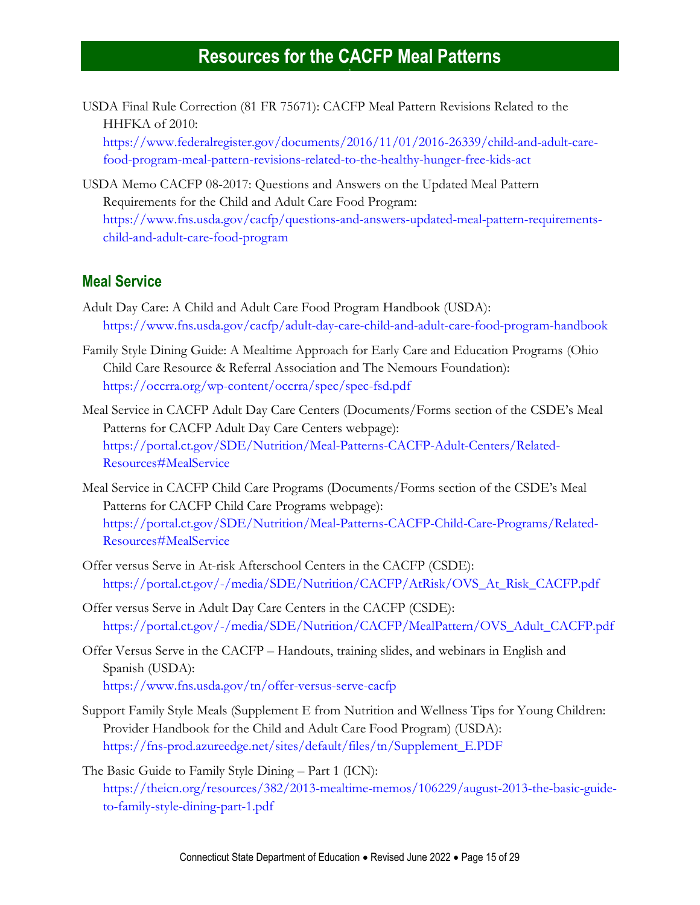# Resources for the CACFP Meal Patterns

USDA Final Rule Correction (81 FR 75671): CACFP Meal Pattern Revisions Related to the HHFKA of 2010:
https://www.federalregister.gov/documents/2016/11/01/2016-26339/child-and-adult-care-food-program-meal-pattern-revisions-related-to-the-healthy-hunger-free-kids-act

USDA Memo CACFP 08-2017: Questions and Answers on the Updated Meal Pattern Requirements for the Child and Adult Care Food Program:
https://www.fns.usda.gov/cacfp/questions-and-answers-updated-meal-pattern-requirements-child-and-adult-care-food-program

## Meal Service

Adult Day Care: A Child and Adult Care Food Program Handbook (USDA):
https://www.fns.usda.gov/cacfp/adult-day-care-child-and-adult-care-food-program-handbook

Family Style Dining Guide: A Mealtime Approach for Early Care and Education Programs (Ohio Child Care Resource & Referral Association and The Nemours Foundation):
https://occrra.org/wp-content/occrra/spec/spec-fsd.pdf

Meal Service in CACFP Adult Day Care Centers (Documents/Forms section of the CSDE's Meal Patterns for CACFP Adult Day Care Centers webpage):
https://portal.ct.gov/SDE/Nutrition/Meal-Patterns-CACFP-Adult-Centers/Related-Resources#MealService

Meal Service in CACFP Child Care Programs (Documents/Forms section of the CSDE's Meal Patterns for CACFP Child Care Programs webpage):
https://portal.ct.gov/SDE/Nutrition/Meal-Patterns-CACFP-Child-Care-Programs/Related-Resources#MealService

Offer versus Serve in At-risk Afterschool Centers in the CACFP (CSDE):
https://portal.ct.gov/-/media/SDE/Nutrition/CACFP/AtRisk/OVS_At_Risk_CACFP.pdf

Offer versus Serve in Adult Day Care Centers in the CACFP (CSDE):
https://portal.ct.gov/-/media/SDE/Nutrition/CACFP/MealPattern/OVS_Adult_CACFP.pdf

Offer Versus Serve in the CACFP – Handouts, training slides, and webinars in English and Spanish (USDA):
https://www.fns.usda.gov/tn/offer-versus-serve-cacfp

Support Family Style Meals (Supplement E from Nutrition and Wellness Tips for Young Children: Provider Handbook for the Child and Adult Care Food Program) (USDA):
https://fns-prod.azureedge.net/sites/default/files/tn/Supplement_E.PDF

The Basic Guide to Family Style Dining – Part 1 (ICN):
https://theicn.org/resources/382/2013-mealtime-memos/106229/august-2013-the-basic-guide-to-family-style-dining-part-1.pdf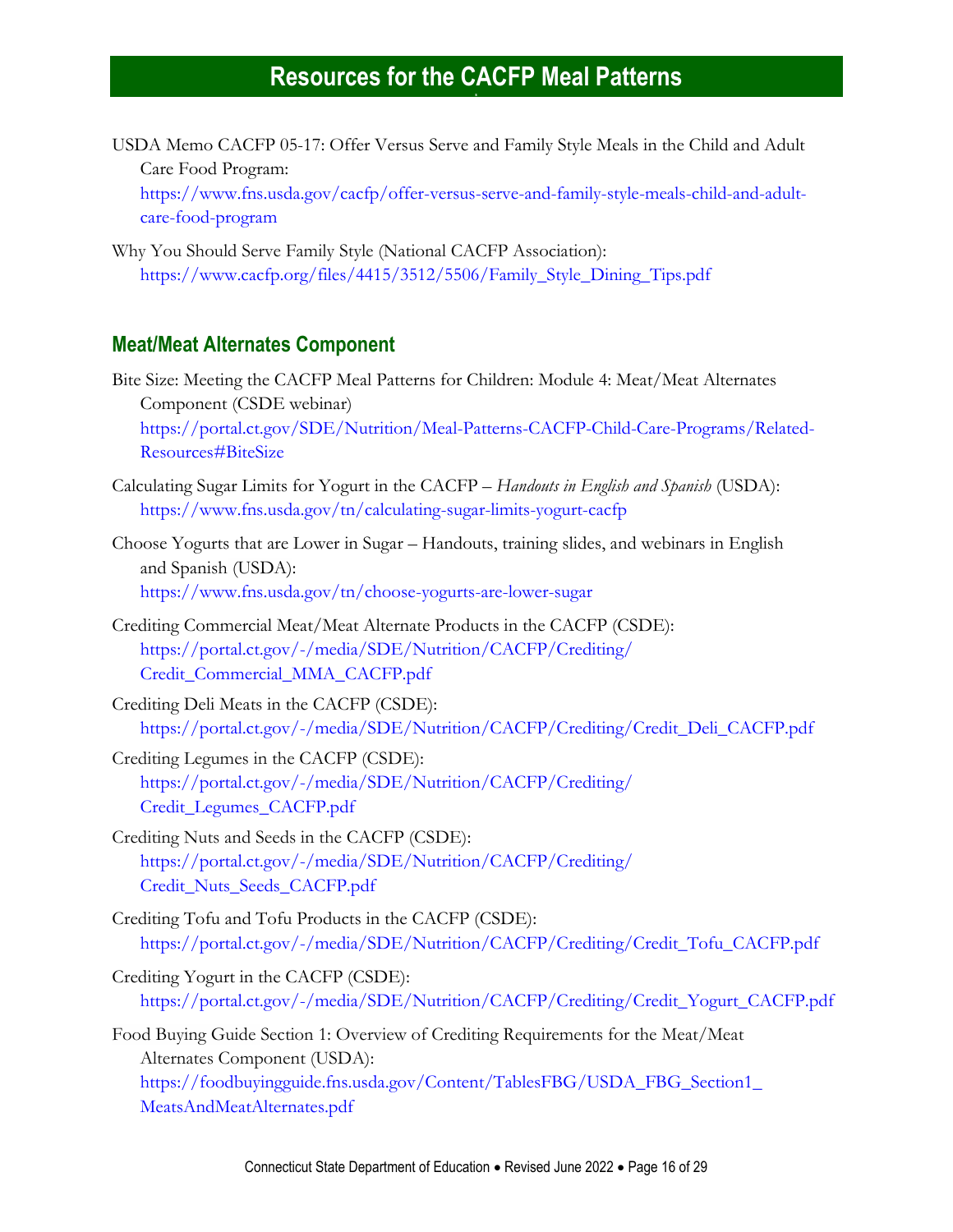# Resources for the CACFP Meal Patterns

USDA Memo CACFP 05-17: Offer Versus Serve and Family Style Meals in the Child and Adult Care Food Program:
https://www.fns.usda.gov/cacfp/offer-versus-serve-and-family-style-meals-child-and-adult-care-food-program

Why You Should Serve Family Style (National CACFP Association):
https://www.cacfp.org/files/4415/3512/5506/Family_Style_Dining_Tips.pdf

## Meat/Meat Alternates Component

Bite Size: Meeting the CACFP Meal Patterns for Children: Module 4: Meat/Meat Alternates Component (CSDE webinar)
https://portal.ct.gov/SDE/Nutrition/Meal-Patterns-CACFP-Child-Care-Programs/Related-Resources#BiteSize

Calculating Sugar Limits for Yogurt in the CACFP – *Handouts in English and Spanish* (USDA):
https://www.fns.usda.gov/tn/calculating-sugar-limits-yogurt-cacfp

Choose Yogurts that are Lower in Sugar – Handouts, training slides, and webinars in English and Spanish (USDA):
https://www.fns.usda.gov/tn/choose-yogurts-are-lower-sugar

Crediting Commercial Meat/Meat Alternate Products in the CACFP (CSDE):
https://portal.ct.gov/-/media/SDE/Nutrition/CACFP/Crediting/Credit_Commercial_MMA_CACFP.pdf

Crediting Deli Meats in the CACFP (CSDE):
https://portal.ct.gov/-/media/SDE/Nutrition/CACFP/Crediting/Credit_Deli_CACFP.pdf

Crediting Legumes in the CACFP (CSDE):
https://portal.ct.gov/-/media/SDE/Nutrition/CACFP/Crediting/Credit_Legumes_CACFP.pdf

Crediting Nuts and Seeds in the CACFP (CSDE):
https://portal.ct.gov/-/media/SDE/Nutrition/CACFP/Crediting/Credit_Nuts_Seeds_CACFP.pdf

Crediting Tofu and Tofu Products in the CACFP (CSDE):
https://portal.ct.gov/-/media/SDE/Nutrition/CACFP/Crediting/Credit_Tofu_CACFP.pdf

Crediting Yogurt in the CACFP (CSDE):
https://portal.ct.gov/-/media/SDE/Nutrition/CACFP/Crediting/Credit_Yogurt_CACFP.pdf

Food Buying Guide Section 1: Overview of Crediting Requirements for the Meat/Meat Alternates Component (USDA):
https://foodbuyingguide.fns.usda.gov/Content/TablesFBG/USDA_FBG_Section1_MeatsAndMeatAlternates.pdf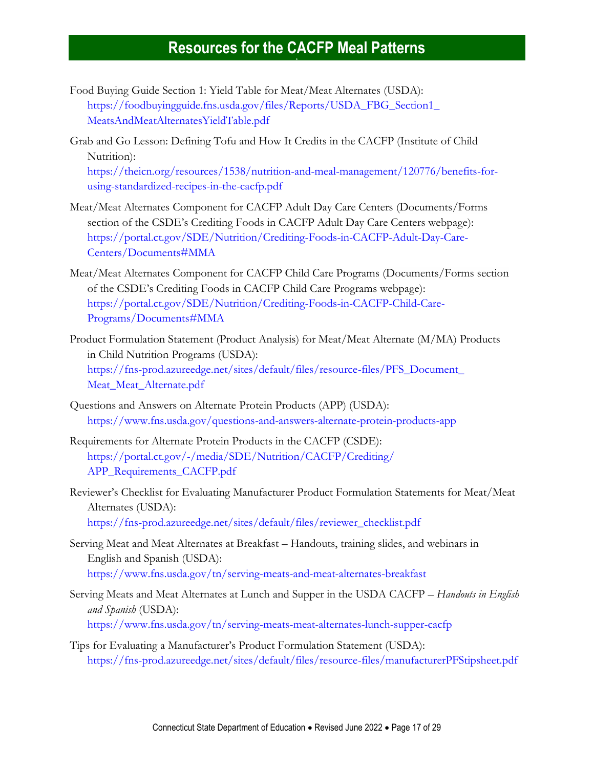# Resources for the CACFP Meal Patterns

Food Buying Guide Section 1: Yield Table for Meat/Meat Alternates (USDA): https://foodbuyingguide.fns.usda.gov/files/Reports/USDA_FBG_Section1_MeatsAndMeatAlternatesYieldTable.pdf

Grab and Go Lesson: Defining Tofu and How It Credits in the CACFP (Institute of Child Nutrition): https://theicn.org/resources/1538/nutrition-and-meal-management/120776/benefits-for-using-standardized-recipes-in-the-cacfp.pdf

Meat/Meat Alternates Component for CACFP Adult Day Care Centers (Documents/Forms section of the CSDE's Crediting Foods in CACFP Adult Day Care Centers webpage): https://portal.ct.gov/SDE/Nutrition/Crediting-Foods-in-CACFP-Adult-Day-Care-Centers/Documents#MMA

Meat/Meat Alternates Component for CACFP Child Care Programs (Documents/Forms section of the CSDE's Crediting Foods in CACFP Child Care Programs webpage): https://portal.ct.gov/SDE/Nutrition/Crediting-Foods-in-CACFP-Child-Care-Programs/Documents#MMA

Product Formulation Statement (Product Analysis) for Meat/Meat Alternate (M/MA) Products in Child Nutrition Programs (USDA): https://fns-prod.azureedge.net/sites/default/files/resource-files/PFS_Document_Meat_Meat_Alternate.pdf

Questions and Answers on Alternate Protein Products (APP) (USDA): https://www.fns.usda.gov/questions-and-answers-alternate-protein-products-app

Requirements for Alternate Protein Products in the CACFP (CSDE): https://portal.ct.gov/-/media/SDE/Nutrition/CACFP/Crediting/APP_Requirements_CACFP.pdf

Reviewer's Checklist for Evaluating Manufacturer Product Formulation Statements for Meat/Meat Alternates (USDA): https://fns-prod.azureedge.net/sites/default/files/reviewer_checklist.pdf

Serving Meat and Meat Alternates at Breakfast – Handouts, training slides, and webinars in English and Spanish (USDA): https://www.fns.usda.gov/tn/serving-meats-and-meat-alternates-breakfast

Serving Meats and Meat Alternates at Lunch and Supper in the USDA CACFP – *Handouts in English and Spanish* (USDA): https://www.fns.usda.gov/tn/serving-meats-meat-alternates-lunch-supper-cacfp

Tips for Evaluating a Manufacturer's Product Formulation Statement (USDA): https://fns-prod.azureedge.net/sites/default/files/resource-files/manufacturerPFStipsheet.pdf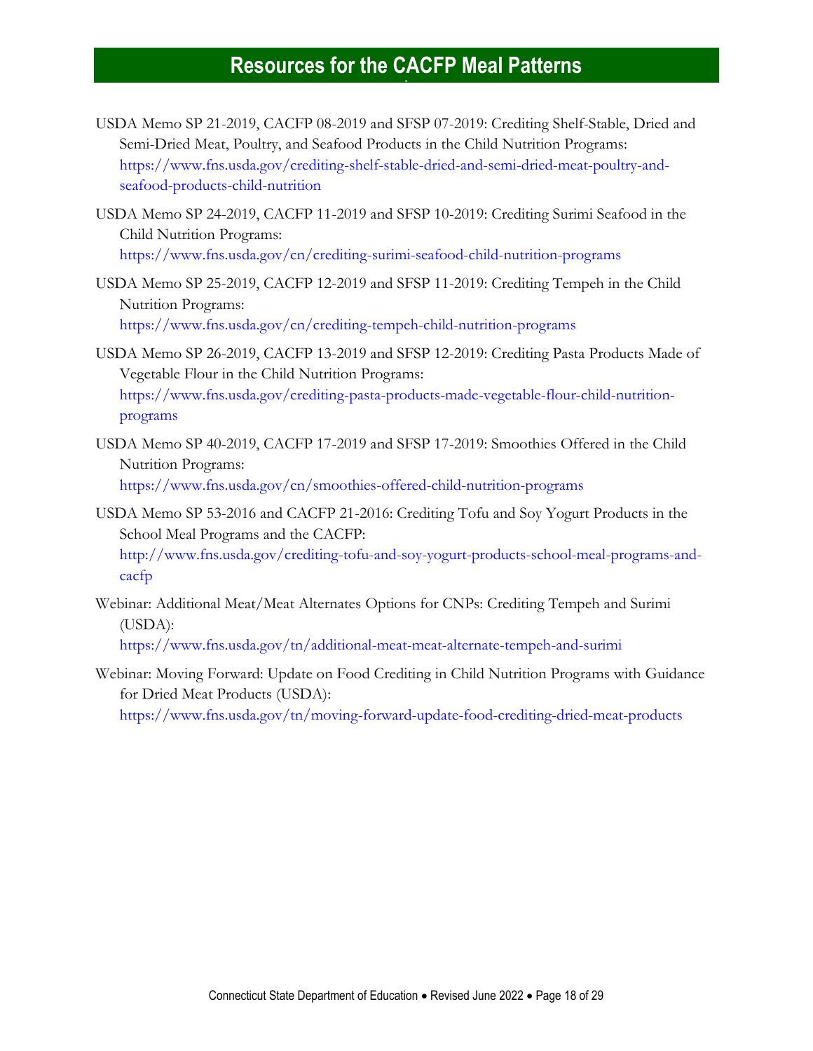## Resources for the CACFP Meal Patterns

USDA Memo SP 21-2019, CACFP 08-2019 and SFSP 07-2019: Crediting Shelf-Stable, Dried and Semi-Dried Meat, Poultry, and Seafood Products in the Child Nutrition Programs: https://www.fns.usda.gov/crediting-shelf-stable-dried-and-semi-dried-meat-poultry-and-seafood-products-child-nutrition

USDA Memo SP 24-2019, CACFP 11-2019 and SFSP 10-2019: Crediting Surimi Seafood in the Child Nutrition Programs: https://www.fns.usda.gov/cn/crediting-surimi-seafood-child-nutrition-programs

USDA Memo SP 25-2019, CACFP 12-2019 and SFSP 11-2019: Crediting Tempeh in the Child Nutrition Programs: https://www.fns.usda.gov/cn/crediting-tempeh-child-nutrition-programs

USDA Memo SP 26-2019, CACFP 13-2019 and SFSP 12-2019: Crediting Pasta Products Made of Vegetable Flour in the Child Nutrition Programs: https://www.fns.usda.gov/crediting-pasta-products-made-vegetable-flour-child-nutrition-programs

USDA Memo SP 40-2019, CACFP 17-2019 and SFSP 17-2019: Smoothies Offered in the Child Nutrition Programs: https://www.fns.usda.gov/cn/smoothies-offered-child-nutrition-programs

USDA Memo SP 53-2016 and CACFP 21-2016: Crediting Tofu and Soy Yogurt Products in the School Meal Programs and the CACFP: http://www.fns.usda.gov/crediting-tofu-and-soy-yogurt-products-school-meal-programs-and-cacfp

Webinar: Additional Meat/Meat Alternates Options for CNPs: Crediting Tempeh and Surimi (USDA): https://www.fns.usda.gov/tn/additional-meat-meat-alternate-tempeh-and-surimi

Webinar: Moving Forward: Update on Food Crediting in Child Nutrition Programs with Guidance for Dried Meat Products (USDA): https://www.fns.usda.gov/tn/moving-forward-update-food-crediting-dried-meat-products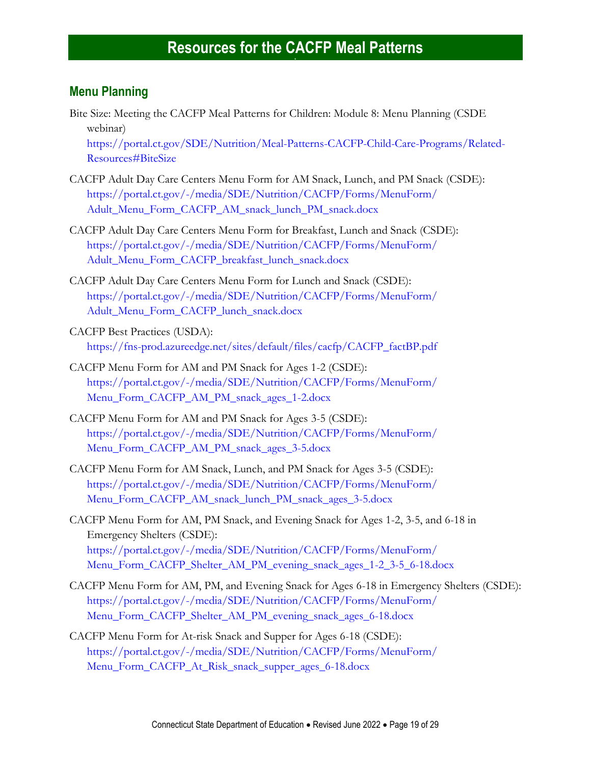# Resources for the CACFP Meal Patterns

## Menu Planning

Bite Size: Meeting the CACFP Meal Patterns for Children: Module 8: Menu Planning (CSDE webinar)
https://portal.ct.gov/SDE/Nutrition/Meal-Patterns-CACFP-Child-Care-Programs/Related-Resources#BiteSize

CACFP Adult Day Care Centers Menu Form for AM Snack, Lunch, and PM Snack (CSDE):
https://portal.ct.gov/-/media/SDE/Nutrition/CACFP/Forms/MenuForm/Adult_Menu_Form_CACFP_AM_snack_lunch_PM_snack.docx

CACFP Adult Day Care Centers Menu Form for Breakfast, Lunch and Snack (CSDE):
https://portal.ct.gov/-/media/SDE/Nutrition/CACFP/Forms/MenuForm/Adult_Menu_Form_CACFP_breakfast_lunch_snack.docx

CACFP Adult Day Care Centers Menu Form for Lunch and Snack (CSDE):
https://portal.ct.gov/-/media/SDE/Nutrition/CACFP/Forms/MenuForm/Adult_Menu_Form_CACFP_lunch_snack.docx

CACFP Best Practices (USDA):
https://fns-prod.azureedge.net/sites/default/files/cacfp/CACFP_factBP.pdf

CACFP Menu Form for AM and PM Snack for Ages 1-2 (CSDE):
https://portal.ct.gov/-/media/SDE/Nutrition/CACFP/Forms/MenuForm/Menu_Form_CACFP_AM_PM_snack_ages_1-2.docx

CACFP Menu Form for AM and PM Snack for Ages 3-5 (CSDE):
https://portal.ct.gov/-/media/SDE/Nutrition/CACFP/Forms/MenuForm/Menu_Form_CACFP_AM_PM_snack_ages_3-5.docx

CACFP Menu Form for AM Snack, Lunch, and PM Snack for Ages 3-5 (CSDE):
https://portal.ct.gov/-/media/SDE/Nutrition/CACFP/Forms/MenuForm/Menu_Form_CACFP_AM_snack_lunch_PM_snack_ages_3-5.docx

CACFP Menu Form for AM, PM Snack, and Evening Snack for Ages 1-2, 3-5, and 6-18 in Emergency Shelters (CSDE):
https://portal.ct.gov/-/media/SDE/Nutrition/CACFP/Forms/MenuForm/Menu_Form_CACFP_Shelter_AM_PM_evening_snack_ages_1-2_3-5_6-18.docx

CACFP Menu Form for AM, PM, and Evening Snack for Ages 6-18 in Emergency Shelters (CSDE):
https://portal.ct.gov/-/media/SDE/Nutrition/CACFP/Forms/MenuForm/Menu_Form_CACFP_Shelter_AM_PM_evening_snack_ages_6-18.docx

CACFP Menu Form for At-risk Snack and Supper for Ages 6-18 (CSDE):
https://portal.ct.gov/-/media/SDE/Nutrition/CACFP/Forms/MenuForm/Menu_Form_CACFP_At_Risk_snack_supper_ages_6-18.docx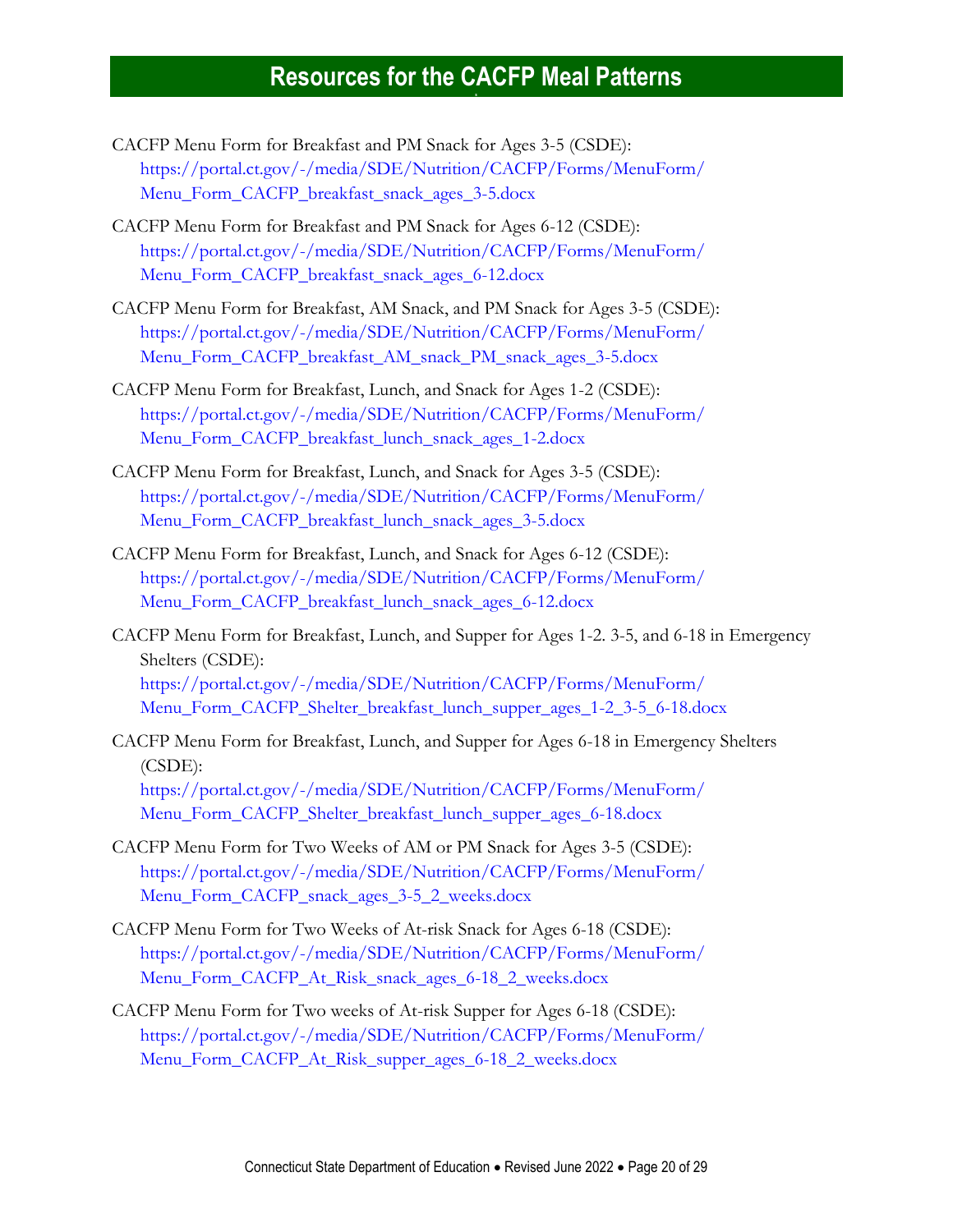## Resources for the CACFP Meal Patterns

CACFP Menu Form for Breakfast and PM Snack for Ages 3-5 (CSDE): https://portal.ct.gov/-/media/SDE/Nutrition/CACFP/Forms/MenuForm/Menu_Form_CACFP_breakfast_snack_ages_3-5.docx

CACFP Menu Form for Breakfast and PM Snack for Ages 6-12 (CSDE): https://portal.ct.gov/-/media/SDE/Nutrition/CACFP/Forms/MenuForm/Menu_Form_CACFP_breakfast_snack_ages_6-12.docx

CACFP Menu Form for Breakfast, AM Snack, and PM Snack for Ages 3-5 (CSDE): https://portal.ct.gov/-/media/SDE/Nutrition/CACFP/Forms/MenuForm/Menu_Form_CACFP_breakfast_AM_snack_PM_snack_ages_3-5.docx

CACFP Menu Form for Breakfast, Lunch, and Snack for Ages 1-2 (CSDE): https://portal.ct.gov/-/media/SDE/Nutrition/CACFP/Forms/MenuForm/Menu_Form_CACFP_breakfast_lunch_snack_ages_1-2.docx

CACFP Menu Form for Breakfast, Lunch, and Snack for Ages 3-5 (CSDE): https://portal.ct.gov/-/media/SDE/Nutrition/CACFP/Forms/MenuForm/Menu_Form_CACFP_breakfast_lunch_snack_ages_3-5.docx

CACFP Menu Form for Breakfast, Lunch, and Snack for Ages 6-12 (CSDE): https://portal.ct.gov/-/media/SDE/Nutrition/CACFP/Forms/MenuForm/Menu_Form_CACFP_breakfast_lunch_snack_ages_6-12.docx

CACFP Menu Form for Breakfast, Lunch, and Supper for Ages 1-2. 3-5, and 6-18 in Emergency Shelters (CSDE): https://portal.ct.gov/-/media/SDE/Nutrition/CACFP/Forms/MenuForm/Menu_Form_CACFP_Shelter_breakfast_lunch_supper_ages_1-2_3-5_6-18.docx

CACFP Menu Form for Breakfast, Lunch, and Supper for Ages 6-18 in Emergency Shelters (CSDE): https://portal.ct.gov/-/media/SDE/Nutrition/CACFP/Forms/MenuForm/Menu_Form_CACFP_Shelter_breakfast_lunch_supper_ages_6-18.docx

CACFP Menu Form for Two Weeks of AM or PM Snack for Ages 3-5 (CSDE): https://portal.ct.gov/-/media/SDE/Nutrition/CACFP/Forms/MenuForm/Menu_Form_CACFP_snack_ages_3-5_2_weeks.docx

CACFP Menu Form for Two Weeks of At-risk Snack for Ages 6-18 (CSDE): https://portal.ct.gov/-/media/SDE/Nutrition/CACFP/Forms/MenuForm/Menu_Form_CACFP_At_Risk_snack_ages_6-18_2_weeks.docx

CACFP Menu Form for Two weeks of At-risk Supper for Ages 6-18 (CSDE): https://portal.ct.gov/-/media/SDE/Nutrition/CACFP/Forms/MenuForm/Menu_Form_CACFP_At_Risk_supper_ages_6-18_2_weeks.docx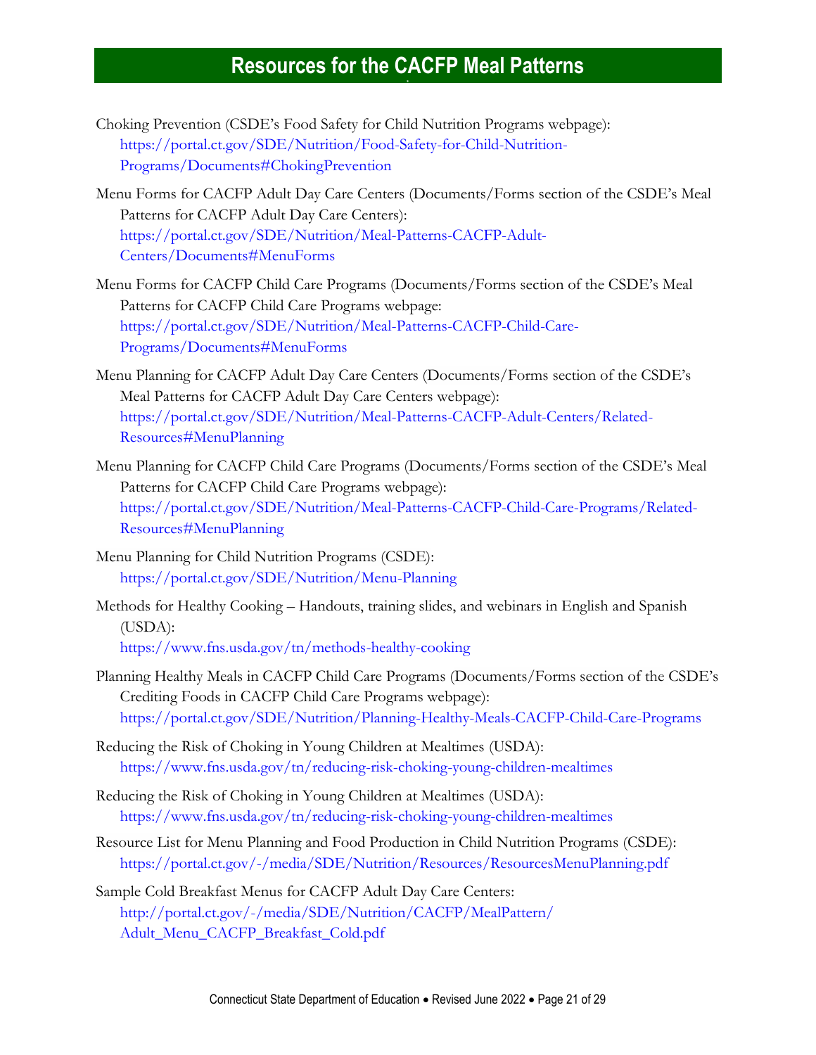# Resources for the CACFP Meal Patterns

Choking Prevention (CSDE's Food Safety for Child Nutrition Programs webpage):
https://portal.ct.gov/SDE/Nutrition/Food-Safety-for-Child-Nutrition-Programs/Documents#ChokingPrevention

Menu Forms for CACFP Adult Day Care Centers (Documents/Forms section of the CSDE's Meal Patterns for CACFP Adult Day Care Centers):
https://portal.ct.gov/SDE/Nutrition/Meal-Patterns-CACFP-Adult-Centers/Documents#MenuForms

Menu Forms for CACFP Child Care Programs (Documents/Forms section of the CSDE's Meal Patterns for CACFP Child Care Programs webpage:
https://portal.ct.gov/SDE/Nutrition/Meal-Patterns-CACFP-Child-Care-Programs/Documents#MenuForms

Menu Planning for CACFP Adult Day Care Centers (Documents/Forms section of the CSDE's Meal Patterns for CACFP Adult Day Care Centers webpage):
https://portal.ct.gov/SDE/Nutrition/Meal-Patterns-CACFP-Adult-Centers/Related-Resources#MenuPlanning

Menu Planning for CACFP Child Care Programs (Documents/Forms section of the CSDE's Meal Patterns for CACFP Child Care Programs webpage):
https://portal.ct.gov/SDE/Nutrition/Meal-Patterns-CACFP-Child-Care-Programs/Related-Resources#MenuPlanning

Menu Planning for Child Nutrition Programs (CSDE):
https://portal.ct.gov/SDE/Nutrition/Menu-Planning

Methods for Healthy Cooking – Handouts, training slides, and webinars in English and Spanish (USDA):
https://www.fns.usda.gov/tn/methods-healthy-cooking

Planning Healthy Meals in CACFP Child Care Programs (Documents/Forms section of the CSDE's Crediting Foods in CACFP Child Care Programs webpage):
https://portal.ct.gov/SDE/Nutrition/Planning-Healthy-Meals-CACFP-Child-Care-Programs

Reducing the Risk of Choking in Young Children at Mealtimes (USDA):
https://www.fns.usda.gov/tn/reducing-risk-choking-young-children-mealtimes

Reducing the Risk of Choking in Young Children at Mealtimes (USDA):
https://www.fns.usda.gov/tn/reducing-risk-choking-young-children-mealtimes

Resource List for Menu Planning and Food Production in Child Nutrition Programs (CSDE):
https://portal.ct.gov/-/media/SDE/Nutrition/Resources/ResourcesMenuPlanning.pdf

Sample Cold Breakfast Menus for CACFP Adult Day Care Centers:
http://portal.ct.gov/-/media/SDE/Nutrition/CACFP/MealPattern/Adult_Menu_CACFP_Breakfast_Cold.pdf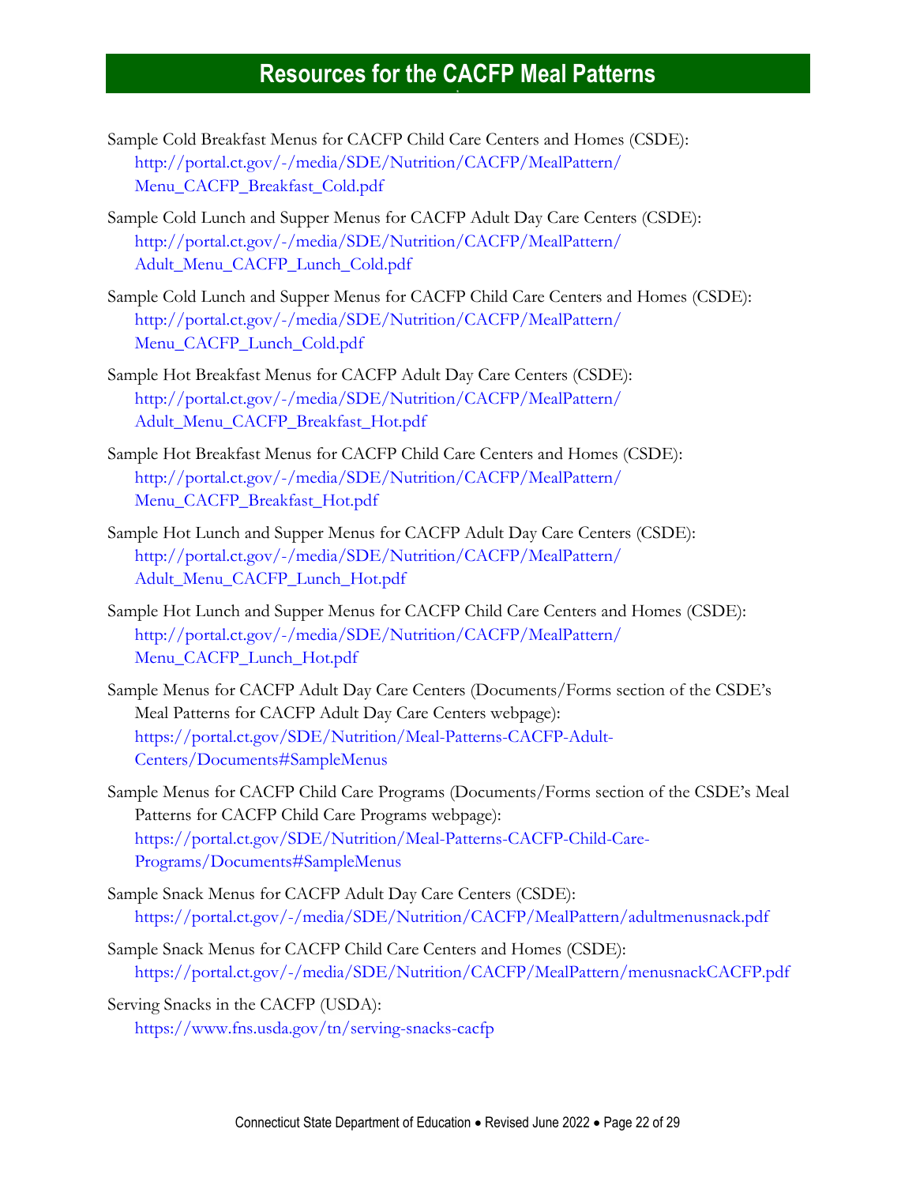## Resources for the CACFP Meal Patterns

Sample Cold Breakfast Menus for CACFP Child Care Centers and Homes (CSDE): http://portal.ct.gov/-/media/SDE/Nutrition/CACFP/MealPattern/Menu_CACFP_Breakfast_Cold.pdf

Sample Cold Lunch and Supper Menus for CACFP Adult Day Care Centers (CSDE): http://portal.ct.gov/-/media/SDE/Nutrition/CACFP/MealPattern/Adult_Menu_CACFP_Lunch_Cold.pdf

Sample Cold Lunch and Supper Menus for CACFP Child Care Centers and Homes (CSDE): http://portal.ct.gov/-/media/SDE/Nutrition/CACFP/MealPattern/Menu_CACFP_Lunch_Cold.pdf

Sample Hot Breakfast Menus for CACFP Adult Day Care Centers (CSDE): http://portal.ct.gov/-/media/SDE/Nutrition/CACFP/MealPattern/Adult_Menu_CACFP_Breakfast_Hot.pdf

Sample Hot Breakfast Menus for CACFP Child Care Centers and Homes (CSDE): http://portal.ct.gov/-/media/SDE/Nutrition/CACFP/MealPattern/Menu_CACFP_Breakfast_Hot.pdf

Sample Hot Lunch and Supper Menus for CACFP Adult Day Care Centers (CSDE): http://portal.ct.gov/-/media/SDE/Nutrition/CACFP/MealPattern/Adult_Menu_CACFP_Lunch_Hot.pdf

Sample Hot Lunch and Supper Menus for CACFP Child Care Centers and Homes (CSDE): http://portal.ct.gov/-/media/SDE/Nutrition/CACFP/MealPattern/Menu_CACFP_Lunch_Hot.pdf

Sample Menus for CACFP Adult Day Care Centers (Documents/Forms section of the CSDE's Meal Patterns for CACFP Adult Day Care Centers webpage): https://portal.ct.gov/SDE/Nutrition/Meal-Patterns-CACFP-Adult-Centers/Documents#SampleMenus

Sample Menus for CACFP Child Care Programs (Documents/Forms section of the CSDE's Meal Patterns for CACFP Child Care Programs webpage): https://portal.ct.gov/SDE/Nutrition/Meal-Patterns-CACFP-Child-Care-Programs/Documents#SampleMenus

Sample Snack Menus for CACFP Adult Day Care Centers (CSDE): https://portal.ct.gov/-/media/SDE/Nutrition/CACFP/MealPattern/adultmenusnack.pdf

Sample Snack Menus for CACFP Child Care Centers and Homes (CSDE): https://portal.ct.gov/-/media/SDE/Nutrition/CACFP/MealPattern/menusnackCACFP.pdf

Serving Snacks in the CACFP (USDA): https://www.fns.usda.gov/tn/serving-snacks-cacfp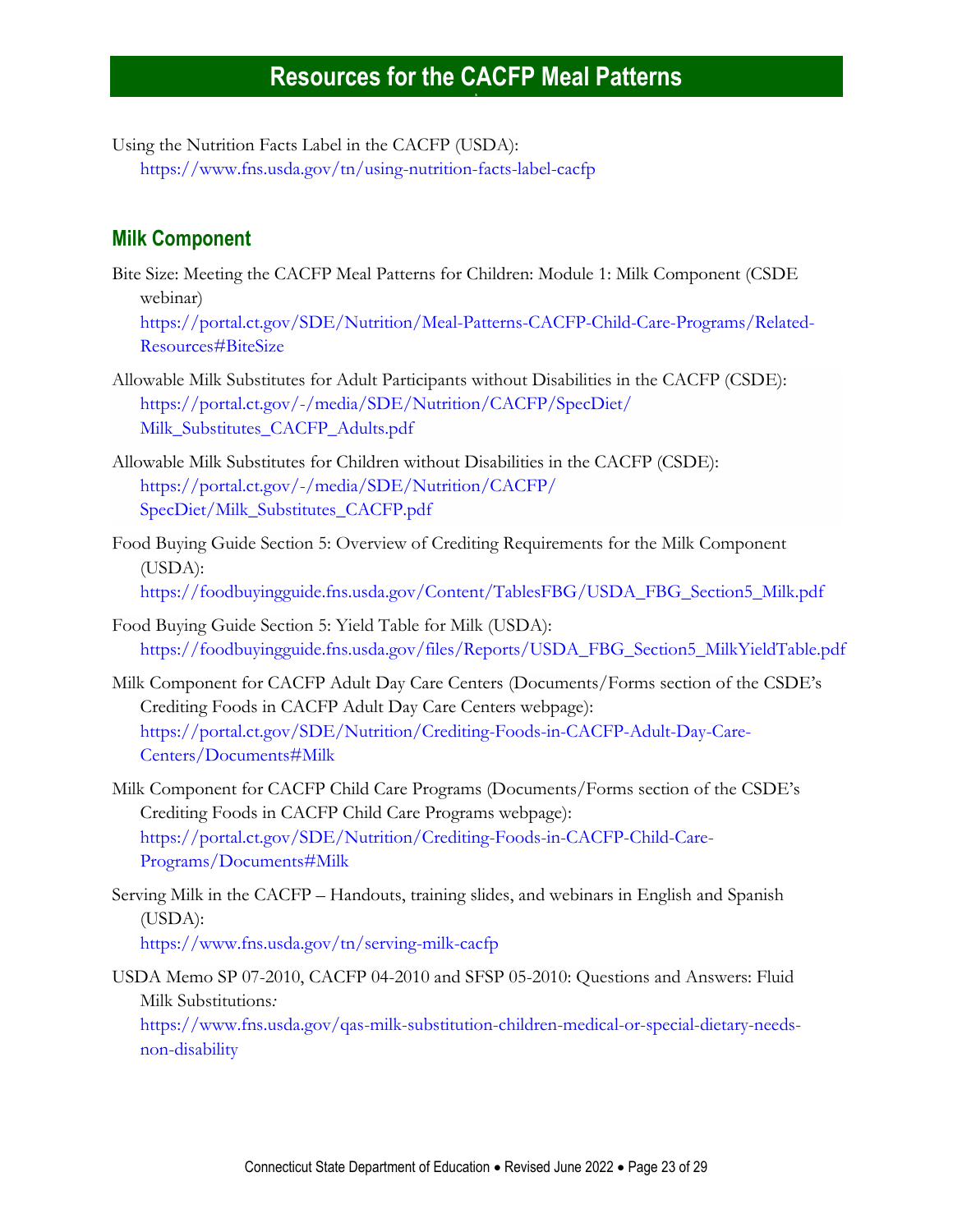# Resources for the CACFP Meal Patterns

Using the Nutrition Facts Label in the CACFP (USDA):
https://www.fns.usda.gov/tn/using-nutrition-facts-label-cacfp

## Milk Component

Bite Size: Meeting the CACFP Meal Patterns for Children: Module 1: Milk Component (CSDE webinar)
https://portal.ct.gov/SDE/Nutrition/Meal-Patterns-CACFP-Child-Care-Programs/Related-Resources#BiteSize

Allowable Milk Substitutes for Adult Participants without Disabilities in the CACFP (CSDE):
https://portal.ct.gov/-/media/SDE/Nutrition/CACFP/SpecDiet/Milk_Substitutes_CACFP_Adults.pdf

Allowable Milk Substitutes for Children without Disabilities in the CACFP (CSDE):
https://portal.ct.gov/-/media/SDE/Nutrition/CACFP/SpecDiet/Milk_Substitutes_CACFP.pdf

Food Buying Guide Section 5: Overview of Crediting Requirements for the Milk Component (USDA):
https://foodbuyingguide.fns.usda.gov/Content/TablesFBG/USDA_FBG_Section5_Milk.pdf

Food Buying Guide Section 5: Yield Table for Milk (USDA):
https://foodbuyingguide.fns.usda.gov/files/Reports/USDA_FBG_Section5_MilkYieldTable.pdf

Milk Component for CACFP Adult Day Care Centers (Documents/Forms section of the CSDE's Crediting Foods in CACFP Adult Day Care Centers webpage):
https://portal.ct.gov/SDE/Nutrition/Crediting-Foods-in-CACFP-Adult-Day-Care-Centers/Documents#Milk

Milk Component for CACFP Child Care Programs (Documents/Forms section of the CSDE's Crediting Foods in CACFP Child Care Programs webpage):
https://portal.ct.gov/SDE/Nutrition/Crediting-Foods-in-CACFP-Child-Care-Programs/Documents#Milk

Serving Milk in the CACFP – Handouts, training slides, and webinars in English and Spanish (USDA):
https://www.fns.usda.gov/tn/serving-milk-cacfp

USDA Memo SP 07-2010, CACFP 04-2010 and SFSP 05-2010: Questions and Answers: Fluid Milk Substitutions*:*
https://www.fns.usda.gov/qas-milk-substitution-children-medical-or-special-dietary-needs-non-disability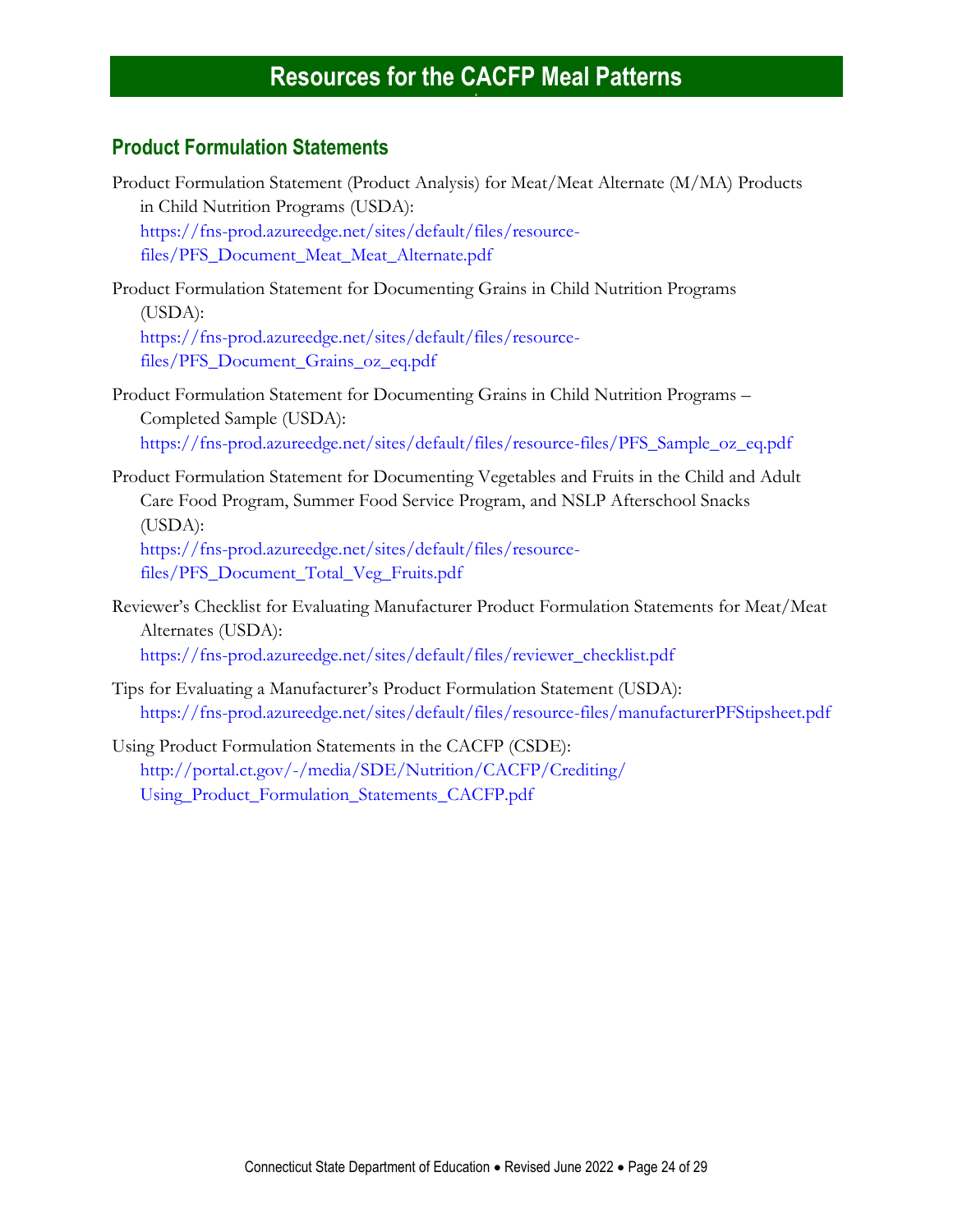# Resources for the CACFP Meal Patterns

## Product Formulation Statements

Product Formulation Statement (Product Analysis) for Meat/Meat Alternate (M/MA) Products in Child Nutrition Programs (USDA):
https://fns-prod.azureedge.net/sites/default/files/resource-files/PFS_Document_Meat_Meat_Alternate.pdf

Product Formulation Statement for Documenting Grains in Child Nutrition Programs (USDA):
https://fns-prod.azureedge.net/sites/default/files/resource-files/PFS_Document_Grains_oz_eq.pdf

Product Formulation Statement for Documenting Grains in Child Nutrition Programs – Completed Sample (USDA):
https://fns-prod.azureedge.net/sites/default/files/resource-files/PFS_Sample_oz_eq.pdf

Product Formulation Statement for Documenting Vegetables and Fruits in the Child and Adult Care Food Program, Summer Food Service Program, and NSLP Afterschool Snacks (USDA):
https://fns-prod.azureedge.net/sites/default/files/resource-files/PFS_Document_Total_Veg_Fruits.pdf

Reviewer's Checklist for Evaluating Manufacturer Product Formulation Statements for Meat/Meat Alternates (USDA):
https://fns-prod.azureedge.net/sites/default/files/reviewer_checklist.pdf

Tips for Evaluating a Manufacturer's Product Formulation Statement (USDA):
https://fns-prod.azureedge.net/sites/default/files/resource-files/manufacturerPFStipsheet.pdf

Using Product Formulation Statements in the CACFP (CSDE):
http://portal.ct.gov/-/media/SDE/Nutrition/CACFP/Crediting/Using_Product_Formulation_Statements_CACFP.pdf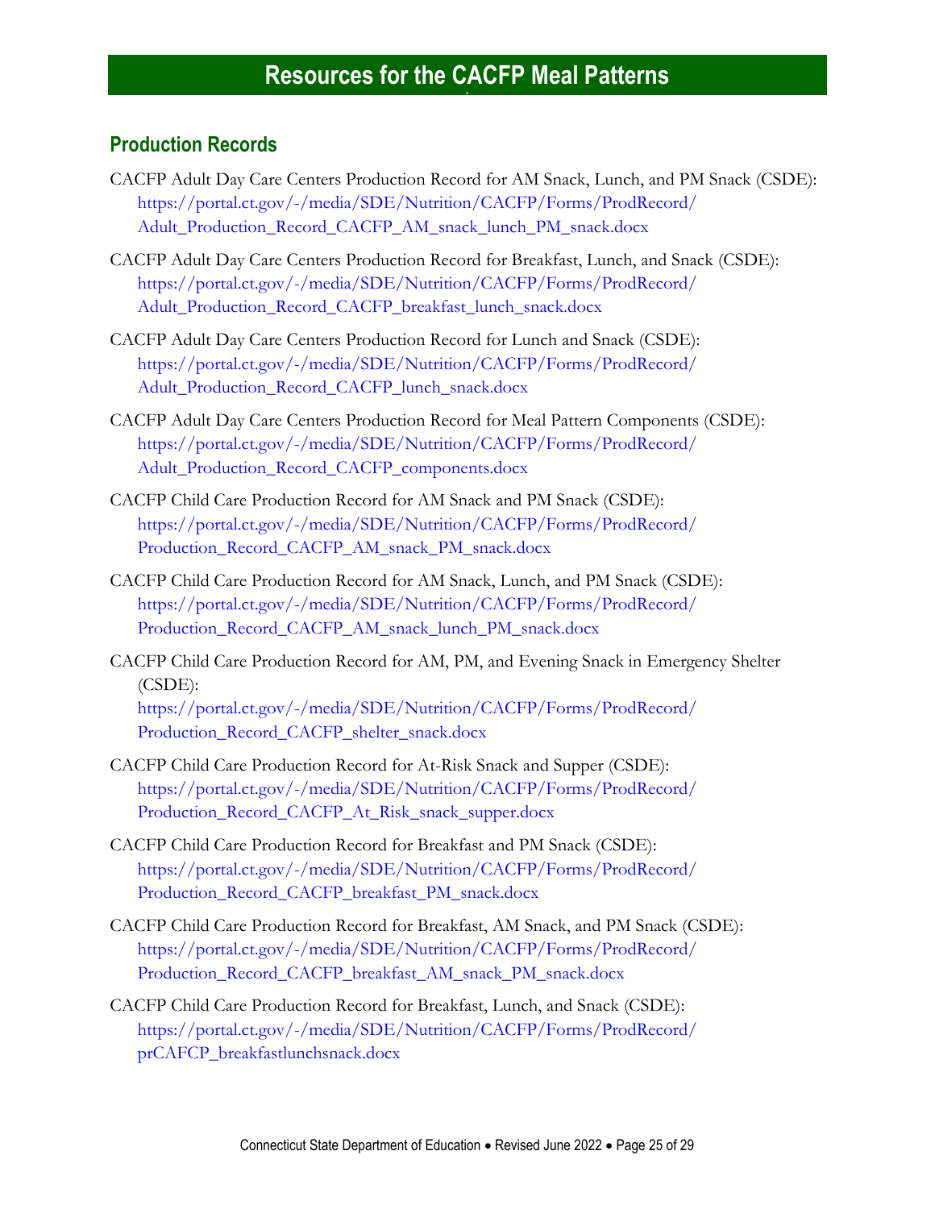# Resources for the CACFP Meal Patterns

## Production Records

CACFP Adult Day Care Centers Production Record for AM Snack, Lunch, and PM Snack (CSDE): https://portal.ct.gov/-/media/SDE/Nutrition/CACFP/Forms/ProdRecord/Adult_Production_Record_CACFP_AM_snack_lunch_PM_snack.docx

CACFP Adult Day Care Centers Production Record for Breakfast, Lunch, and Snack (CSDE): https://portal.ct.gov/-/media/SDE/Nutrition/CACFP/Forms/ProdRecord/Adult_Production_Record_CACFP_breakfast_lunch_snack.docx

CACFP Adult Day Care Centers Production Record for Lunch and Snack (CSDE): https://portal.ct.gov/-/media/SDE/Nutrition/CACFP/Forms/ProdRecord/Adult_Production_Record_CACFP_lunch_snack.docx

CACFP Adult Day Care Centers Production Record for Meal Pattern Components (CSDE): https://portal.ct.gov/-/media/SDE/Nutrition/CACFP/Forms/ProdRecord/Adult_Production_Record_CACFP_components.docx

CACFP Child Care Production Record for AM Snack and PM Snack (CSDE): https://portal.ct.gov/-/media/SDE/Nutrition/CACFP/Forms/ProdRecord/Production_Record_CACFP_AM_snack_PM_snack.docx

CACFP Child Care Production Record for AM Snack, Lunch, and PM Snack (CSDE): https://portal.ct.gov/-/media/SDE/Nutrition/CACFP/Forms/ProdRecord/Production_Record_CACFP_AM_snack_lunch_PM_snack.docx

CACFP Child Care Production Record for AM, PM, and Evening Snack in Emergency Shelter (CSDE): https://portal.ct.gov/-/media/SDE/Nutrition/CACFP/Forms/ProdRecord/Production_Record_CACFP_shelter_snack.docx

CACFP Child Care Production Record for At-Risk Snack and Supper (CSDE): https://portal.ct.gov/-/media/SDE/Nutrition/CACFP/Forms/ProdRecord/Production_Record_CACFP_At_Risk_snack_supper.docx

CACFP Child Care Production Record for Breakfast and PM Snack (CSDE): https://portal.ct.gov/-/media/SDE/Nutrition/CACFP/Forms/ProdRecord/Production_Record_CACFP_breakfast_PM_snack.docx

CACFP Child Care Production Record for Breakfast, AM Snack, and PM Snack (CSDE): https://portal.ct.gov/-/media/SDE/Nutrition/CACFP/Forms/ProdRecord/Production_Record_CACFP_breakfast_AM_snack_PM_snack.docx

CACFP Child Care Production Record for Breakfast, Lunch, and Snack (CSDE): https://portal.ct.gov/-/media/SDE/Nutrition/CACFP/Forms/ProdRecord/prCAFCP_breakfastlunchsnack.docx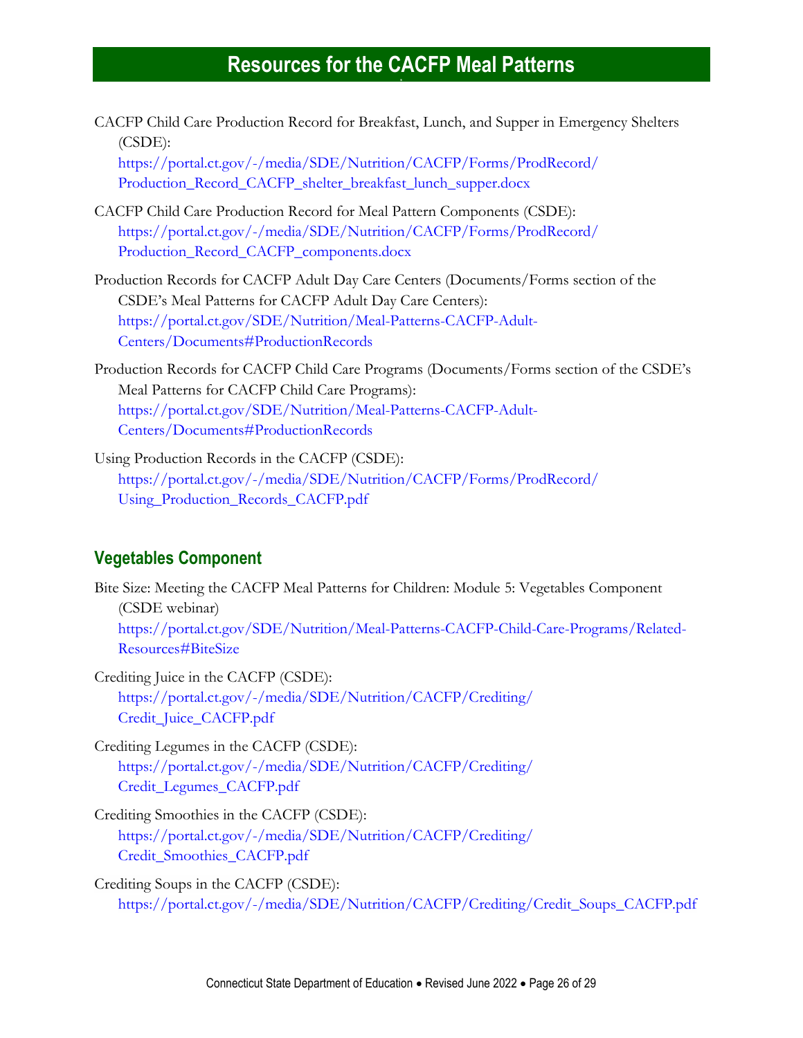# Resources for the CACFP Meal Patterns

CACFP Child Care Production Record for Breakfast, Lunch, and Supper in Emergency Shelters (CSDE):
https://portal.ct.gov/-/media/SDE/Nutrition/CACFP/Forms/ProdRecord/Production_Record_CACFP_shelter_breakfast_lunch_supper.docx

CACFP Child Care Production Record for Meal Pattern Components (CSDE):
https://portal.ct.gov/-/media/SDE/Nutrition/CACFP/Forms/ProdRecord/Production_Record_CACFP_components.docx

Production Records for CACFP Adult Day Care Centers (Documents/Forms section of the CSDE's Meal Patterns for CACFP Adult Day Care Centers):
https://portal.ct.gov/SDE/Nutrition/Meal-Patterns-CACFP-Adult-Centers/Documents#ProductionRecords

Production Records for CACFP Child Care Programs (Documents/Forms section of the CSDE's Meal Patterns for CACFP Child Care Programs):
https://portal.ct.gov/SDE/Nutrition/Meal-Patterns-CACFP-Adult-Centers/Documents#ProductionRecords

Using Production Records in the CACFP (CSDE):
https://portal.ct.gov/-/media/SDE/Nutrition/CACFP/Forms/ProdRecord/Using_Production_Records_CACFP.pdf

## Vegetables Component

Bite Size: Meeting the CACFP Meal Patterns for Children: Module 5: Vegetables Component (CSDE webinar)
https://portal.ct.gov/SDE/Nutrition/Meal-Patterns-CACFP-Child-Care-Programs/Related-Resources#BiteSize

Crediting Juice in the CACFP (CSDE):
https://portal.ct.gov/-/media/SDE/Nutrition/CACFP/Crediting/Credit_Juice_CACFP.pdf

Crediting Legumes in the CACFP (CSDE):
https://portal.ct.gov/-/media/SDE/Nutrition/CACFP/Crediting/Credit_Legumes_CACFP.pdf

Crediting Smoothies in the CACFP (CSDE):
https://portal.ct.gov/-/media/SDE/Nutrition/CACFP/Crediting/Credit_Smoothies_CACFP.pdf

Crediting Soups in the CACFP (CSDE):
https://portal.ct.gov/-/media/SDE/Nutrition/CACFP/Crediting/Credit_Soups_CACFP.pdf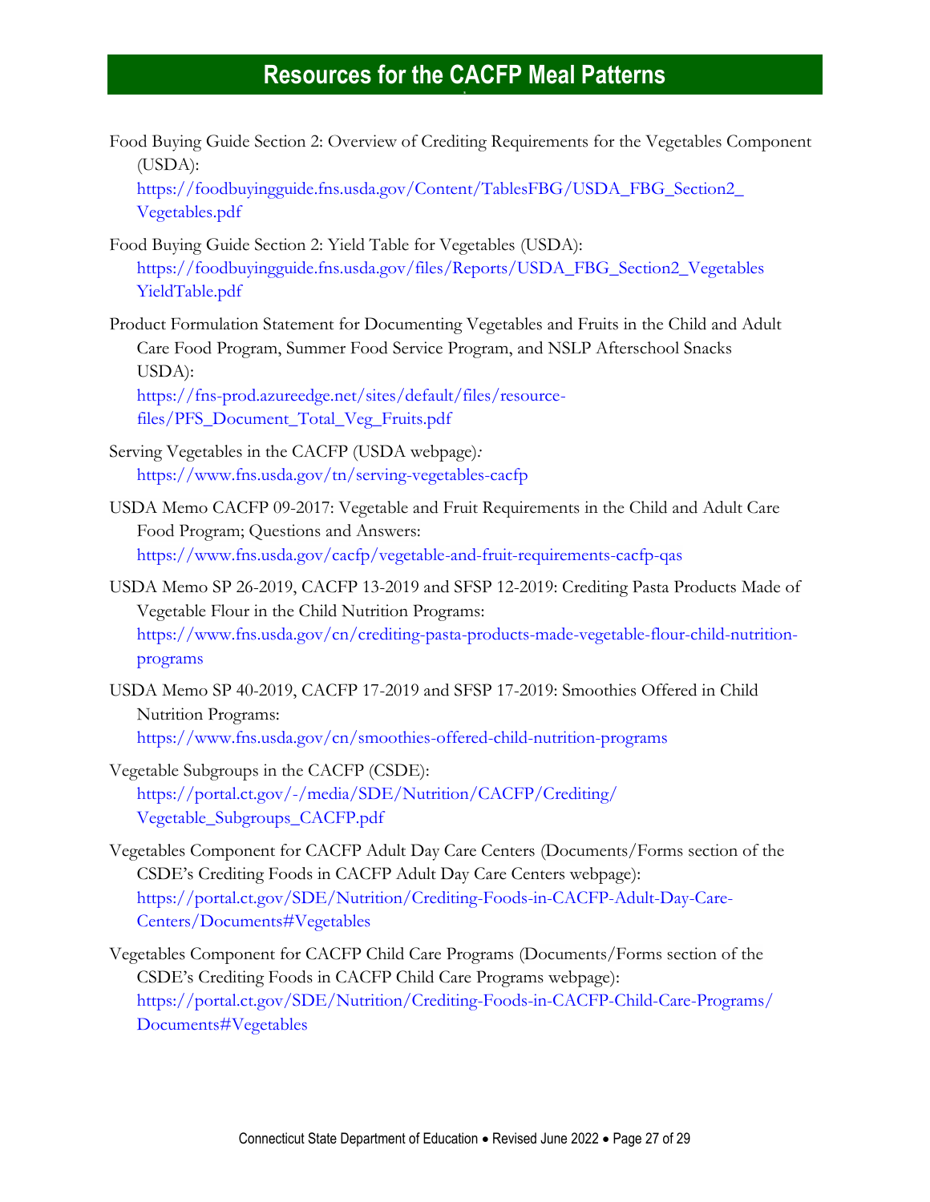# Resources for the CACFP Meal Patterns

Food Buying Guide Section 2: Overview of Crediting Requirements for the Vegetables Component (USDA): https://foodbuyingguide.fns.usda.gov/Content/TablesFBG/USDA_FBG_Section2_Vegetables.pdf

Food Buying Guide Section 2: Yield Table for Vegetables (USDA): https://foodbuyingguide.fns.usda.gov/files/Reports/USDA_FBG_Section2_VegetablesYieldTable.pdf

Product Formulation Statement for Documenting Vegetables and Fruits in the Child and Adult Care Food Program, Summer Food Service Program, and NSLP Afterschool Snacks USDA): https://fns-prod.azureedge.net/sites/default/files/resource-files/PFS_Document_Total_Veg_Fruits.pdf

Serving Vegetables in the CACFP (USDA webpage): https://www.fns.usda.gov/tn/serving-vegetables-cacfp

USDA Memo CACFP 09-2017: Vegetable and Fruit Requirements in the Child and Adult Care Food Program; Questions and Answers: https://www.fns.usda.gov/cacfp/vegetable-and-fruit-requirements-cacfp-qas

USDA Memo SP 26-2019, CACFP 13-2019 and SFSP 12-2019: Crediting Pasta Products Made of Vegetable Flour in the Child Nutrition Programs: https://www.fns.usda.gov/cn/crediting-pasta-products-made-vegetable-flour-child-nutrition-programs

USDA Memo SP 40-2019, CACFP 17-2019 and SFSP 17-2019: Smoothies Offered in Child Nutrition Programs: https://www.fns.usda.gov/cn/smoothies-offered-child-nutrition-programs

Vegetable Subgroups in the CACFP (CSDE): https://portal.ct.gov/-/media/SDE/Nutrition/CACFP/Crediting/Vegetable_Subgroups_CACFP.pdf

Vegetables Component for CACFP Adult Day Care Centers (Documents/Forms section of the CSDE's Crediting Foods in CACFP Adult Day Care Centers webpage): https://portal.ct.gov/SDE/Nutrition/Crediting-Foods-in-CACFP-Adult-Day-Care-Centers/Documents#Vegetables

Vegetables Component for CACFP Child Care Programs (Documents/Forms section of the CSDE's Crediting Foods in CACFP Child Care Programs webpage): https://portal.ct.gov/SDE/Nutrition/Crediting-Foods-in-CACFP-Child-Care-Programs/Documents#Vegetables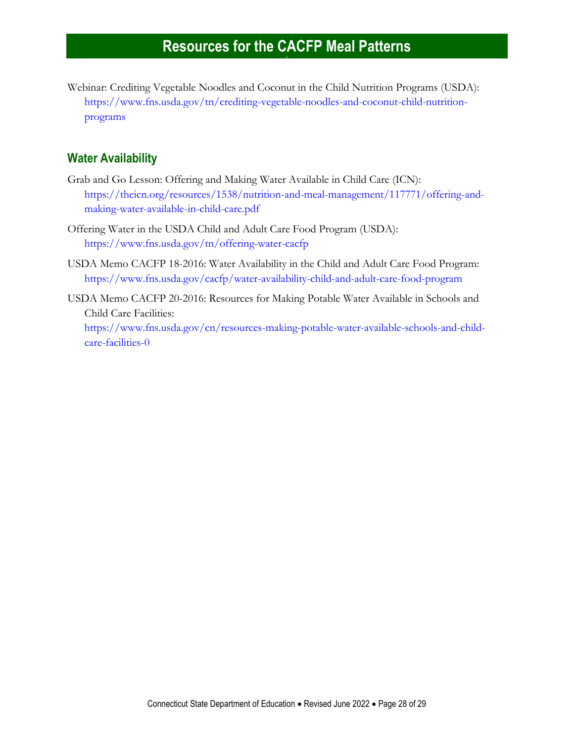# Resources for the CACFP Meal Patterns

Webinar: Crediting Vegetable Noodles and Coconut in the Child Nutrition Programs (USDA): https://www.fns.usda.gov/tn/crediting-vegetable-noodles-and-coconut-child-nutrition-programs

## Water Availability

Grab and Go Lesson: Offering and Making Water Available in Child Care (ICN): https://theicn.org/resources/1538/nutrition-and-meal-management/117771/offering-and-making-water-available-in-child-care.pdf

Offering Water in the USDA Child and Adult Care Food Program (USDA): https://www.fns.usda.gov/tn/offering-water-cacfp

USDA Memo CACFP 18-2016: Water Availability in the Child and Adult Care Food Program: https://www.fns.usda.gov/cacfp/water-availability-child-and-adult-care-food-program

USDA Memo CACFP 20-2016: Resources for Making Potable Water Available in Schools and Child Care Facilities: https://www.fns.usda.gov/cn/resources-making-potable-water-available-schools-and-child-care-facilities-0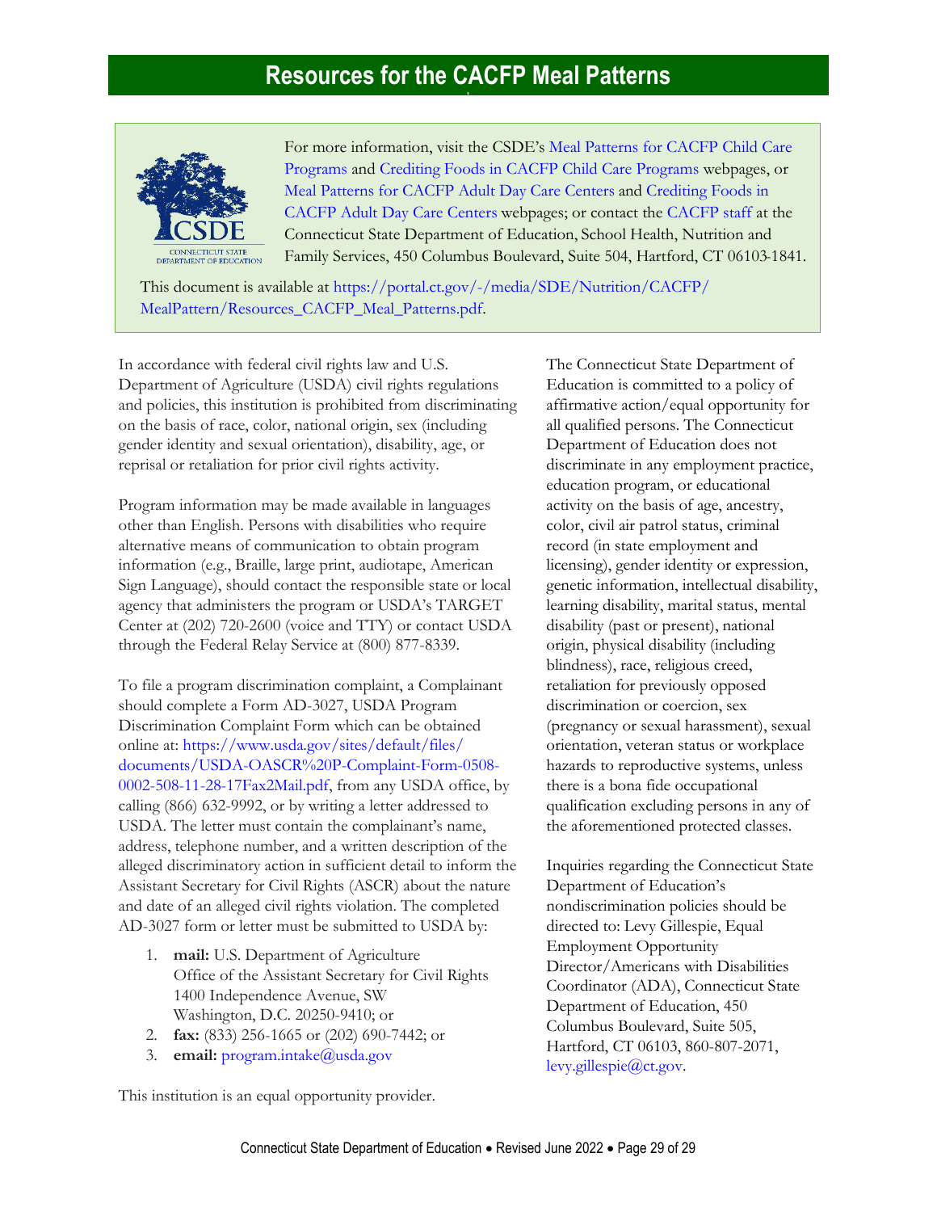# Resources for the CACFP Meal Patterns

For more information, visit the CSDE's Meal Patterns for CACFP Child Care Programs and Crediting Foods in CACFP Child Care Programs webpages, or Meal Patterns for CACFP Adult Day Care Centers and Crediting Foods in CACFP Adult Day Care Centers webpages; or contact the CACFP staff at the Connecticut State Department of Education, School Health, Nutrition and Family Services, 450 Columbus Boulevard, Suite 504, Hartford, CT 06103-1841.

This document is available at https://portal.ct.gov/-/media/SDE/Nutrition/CACFP/MealPattern/Resources_CACFP_Meal_Patterns.pdf.

In accordance with federal civil rights law and U.S. Department of Agriculture (USDA) civil rights regulations and policies, this institution is prohibited from discriminating on the basis of race, color, national origin, sex (including gender identity and sexual orientation), disability, age, or reprisal or retaliation for prior civil rights activity.

Program information may be made available in languages other than English. Persons with disabilities who require alternative means of communication to obtain program information (e.g., Braille, large print, audiotape, American Sign Language), should contact the responsible state or local agency that administers the program or USDA's TARGET Center at (202) 720-2600 (voice and TTY) or contact USDA through the Federal Relay Service at (800) 877-8339.

To file a program discrimination complaint, a Complainant should complete a Form AD-3027, USDA Program Discrimination Complaint Form which can be obtained online at: https://www.usda.gov/sites/default/files/documents/USDA-OASCR%20P-Complaint-Form-0508-0002-508-11-28-17Fax2Mail.pdf, from any USDA office, by calling (866) 632-9992, or by writing a letter addressed to USDA. The letter must contain the complainant's name, address, telephone number, and a written description of the alleged discriminatory action in sufficient detail to inform the Assistant Secretary for Civil Rights (ASCR) about the nature and date of an alleged civil rights violation. The completed AD-3027 form or letter must be submitted to USDA by:

1. **mail:** U.S. Department of Agriculture
   Office of the Assistant Secretary for Civil Rights
   1400 Independence Avenue, SW
   Washington, D.C. 20250-9410; or
2. **fax:** (833) 256-1665 or (202) 690-7442; or
3. **email:** program.intake@usda.gov

This institution is an equal opportunity provider.

The Connecticut State Department of Education is committed to a policy of affirmative action/equal opportunity for all qualified persons. The Connecticut Department of Education does not discriminate in any employment practice, education program, or educational activity on the basis of age, ancestry, color, civil air patrol status, criminal record (in state employment and licensing), gender identity or expression, genetic information, intellectual disability, learning disability, marital status, mental disability (past or present), national origin, physical disability (including blindness), race, religious creed, retaliation for previously opposed discrimination or coercion, sex (pregnancy or sexual harassment), sexual orientation, veteran status or workplace hazards to reproductive systems, unless there is a bona fide occupational qualification excluding persons in any of the aforementioned protected classes.

Inquiries regarding the Connecticut State Department of Education's nondiscrimination policies should be directed to: Levy Gillespie, Equal Employment Opportunity Director/Americans with Disabilities Coordinator (ADA), Connecticut State Department of Education, 450 Columbus Boulevard, Suite 505, Hartford, CT 06103, 860-807-2071, levy.gillespie@ct.gov.